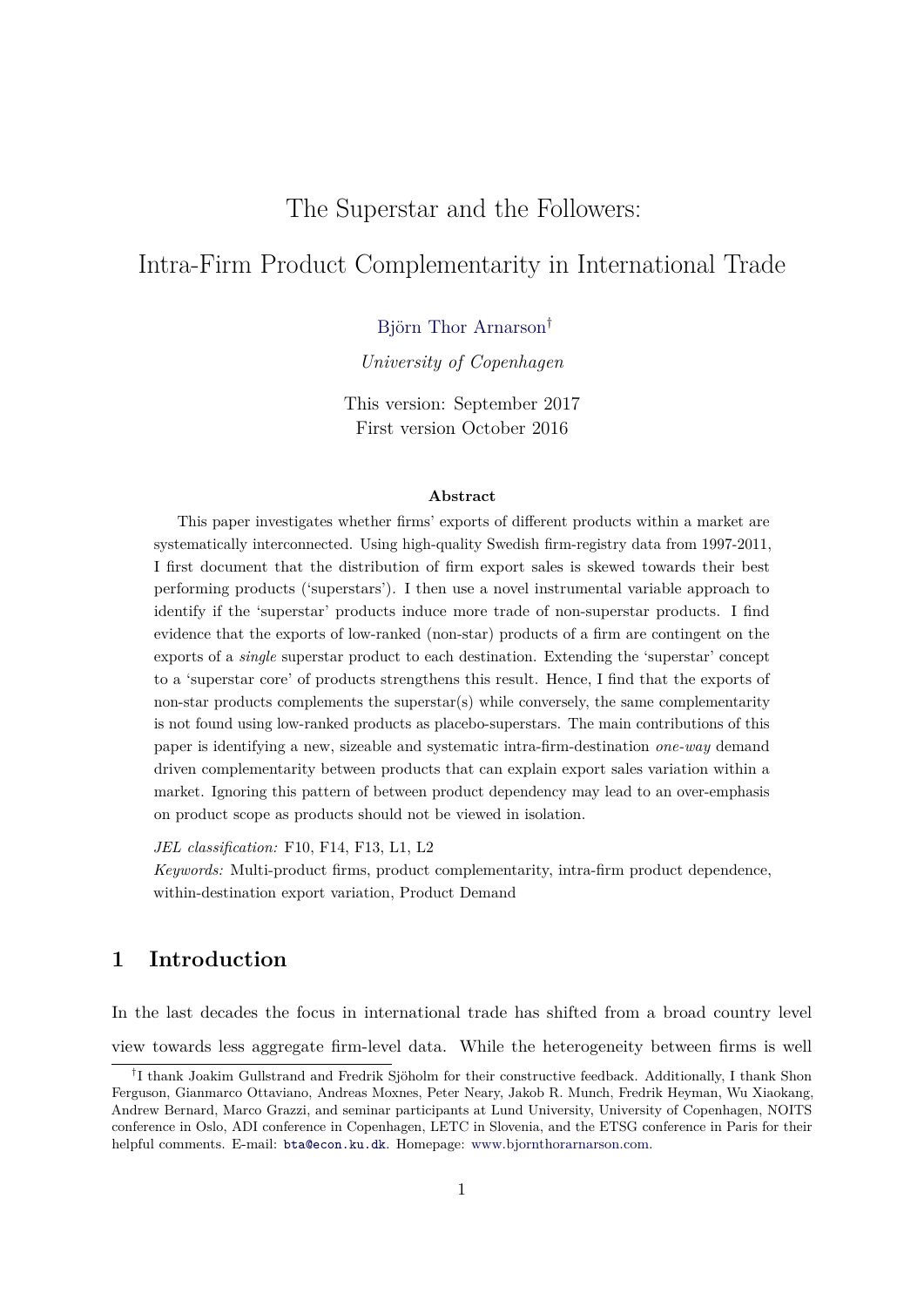# The Superstar and the Followers:

# Intra-Firm Product Complementarity in International Trade

Björn Thor Arnarson[†]

*University of Copenhagen*

This version: September 2017
First version October 2016

### Abstract

This paper investigates whether firms' exports of different products within a market are systematically interconnected. Using high-quality Swedish firm-registry data from 1997-2011, I first document that the distribution of firm export sales is skewed towards their best performing products ('superstars'). I then use a novel instrumental variable approach to identify if the 'superstar' products induce more trade of non-superstar products. I find evidence that the exports of low-ranked (non-star) products of a firm are contingent on the exports of a *single* superstar product to each destination. Extending the 'superstar' concept to a 'superstar core' of products strengthens this result. Hence, I find that the exports of non-star products complements the superstar(s) while conversely, the same complementarity is not found using low-ranked products as placebo-superstars. The main contributions of this paper is identifying a new, sizeable and systematic intra-firm-destination *one-way* demand driven complementarity between products that can explain export sales variation within a market. Ignoring this pattern of between product dependency may lead to an over-emphasis on product scope as products should not be viewed in isolation.

*JEL classification:* F10, F14, F13, L1, L2
*Keywords:* Multi-product firms, product complementarity, intra-firm product dependence, within-destination export variation, Product Demand

## 1 Introduction

In the last decades the focus in international trade has shifted from a broad country level view towards less aggregate firm-level data. While the heterogeneity between firms is well

[†]I thank Joakim Gullstrand and Fredrik Sjöholm for their constructive feedback. Additionally, I thank Shon Ferguson, Gianmarco Ottaviano, Andreas Moxnes, Peter Neary, Jakob R. Munch, Fredrik Heyman, Wu Xiaokang, Andrew Bernard, Marco Grazzi, and seminar participants at Lund University, University of Copenhagen, NOITS conference in Oslo, ADI conference in Copenhagen, LETC in Slovenia, and the ETSG conference in Paris for their helpful comments. E-mail: bta@econ.ku.dk. Homepage: www.bjornthorarnarson.com.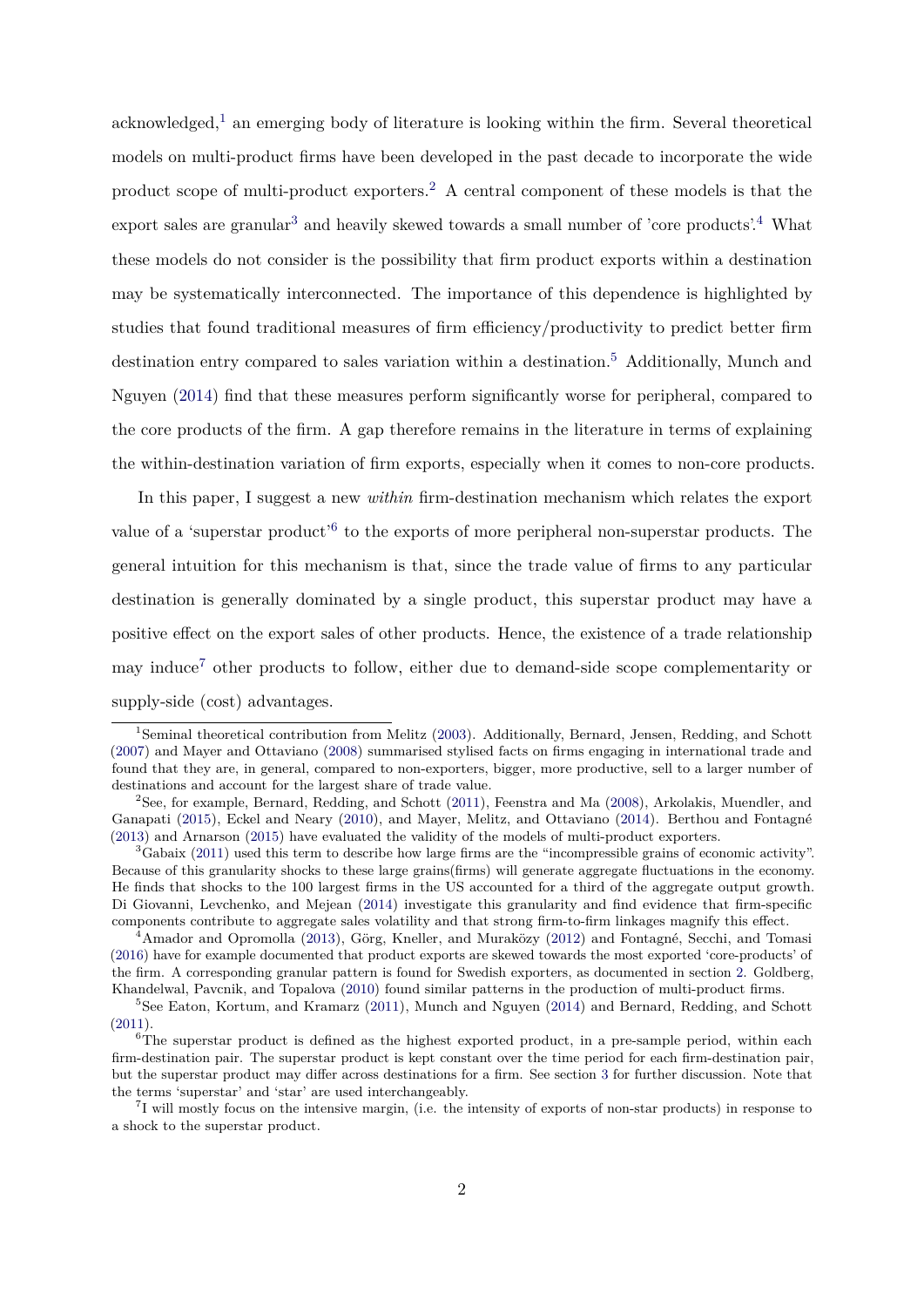acknowledged,[1] an emerging body of literature is looking within the firm. Several theoretical models on multi-product firms have been developed in the past decade to incorporate the wide product scope of multi-product exporters.[2] A central component of these models is that the export sales are granular[3] and heavily skewed towards a small number of 'core products'.[4] What these models do not consider is the possibility that firm product exports within a destination may be systematically interconnected. The importance of this dependence is highlighted by studies that found traditional measures of firm efficiency/productivity to predict better firm destination entry compared to sales variation within a destination.[5] Additionally, Munch and Nguyen (2014) find that these measures perform significantly worse for peripheral, compared to the core products of the firm. A gap therefore remains in the literature in terms of explaining the within-destination variation of firm exports, especially when it comes to non-core products.

In this paper, I suggest a new *within* firm-destination mechanism which relates the export value of a 'superstar product'[6] to the exports of more peripheral non-superstar products. The general intuition for this mechanism is that, since the trade value of firms to any particular destination is generally dominated by a single product, this superstar product may have a positive effect on the export sales of other products. Hence, the existence of a trade relationship may induce[7] other products to follow, either due to demand-side scope complementarity or supply-side (cost) advantages.

---

[1] Seminal theoretical contribution from Melitz (2003). Additionally, Bernard, Jensen, Redding, and Schott (2007) and Mayer and Ottaviano (2008) summarised stylised facts on firms engaging in international trade and found that they are, in general, compared to non-exporters, bigger, more productive, sell to a larger number of destinations and account for the largest share of trade value.

[2] See, for example, Bernard, Redding, and Schott (2011), Feenstra and Ma (2008), Arkolakis, Muendler, and Ganapati (2015), Eckel and Neary (2010), and Mayer, Melitz, and Ottaviano (2014). Berthou and Fontagné (2013) and Arnarson (2015) have evaluated the validity of the models of multi-product exporters.

[3] Gabaix (2011) used this term to describe how large firms are the "incompressible grains of economic activity". Because of this granularity shocks to these large grains(firms) will generate aggregate fluctuations in the economy. He finds that shocks to the 100 largest firms in the US accounted for a third of the aggregate output growth. Di Giovanni, Levchenko, and Mejean (2014) investigate this granularity and find evidence that firm-specific components contribute to aggregate sales volatility and that strong firm-to-firm linkages magnify this effect.

[4] Amador and Opromolla (2013), Görg, Kneller, and Muraközy (2012) and Fontagné, Secchi, and Tomasi (2016) have for example documented that product exports are skewed towards the most exported 'core-products' of the firm. A corresponding granular pattern is found for Swedish exporters, as documented in section 2. Goldberg, Khandelwal, Pavcnik, and Topalova (2010) found similar patterns in the production of multi-product firms.

[5] See Eaton, Kortum, and Kramarz (2011), Munch and Nguyen (2014) and Bernard, Redding, and Schott (2011).

[6] The superstar product is defined as the highest exported product, in a pre-sample period, within each firm-destination pair. The superstar product is kept constant over the time period for each firm-destination pair, but the superstar product may differ across destinations for a firm. See section 3 for further discussion. Note that the terms 'superstar' and 'star' are used interchangeably.

[7] I will mostly focus on the intensive margin, (i.e. the intensity of exports of non-star products) in response to a shock to the superstar product.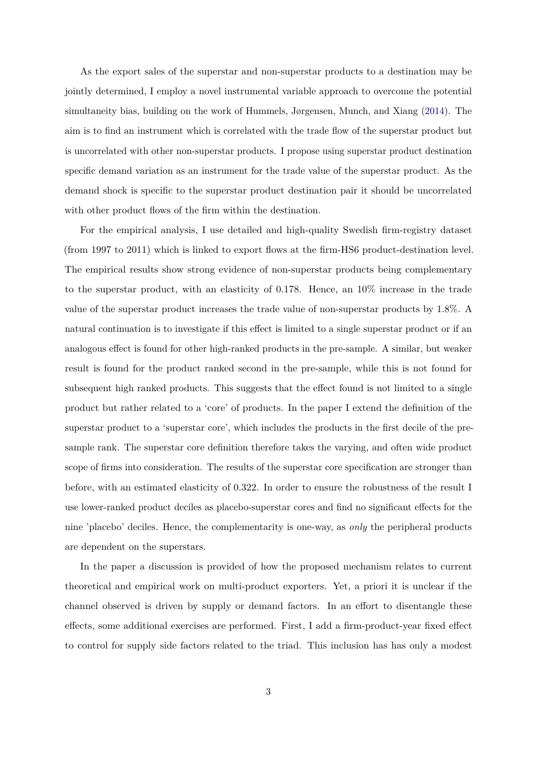As the export sales of the superstar and non-superstar products to a destination may be jointly determined, I employ a novel instrumental variable approach to overcome the potential simultaneity bias, building on the work of Hummels, Jørgensen, Munch, and Xiang (2014). The aim is to find an instrument which is correlated with the trade flow of the superstar product but is uncorrelated with other non-superstar products. I propose using superstar product destination specific demand variation as an instrument for the trade value of the superstar product. As the demand shock is specific to the superstar product destination pair it should be uncorrelated with other product flows of the firm within the destination.

For the empirical analysis, I use detailed and high-quality Swedish firm-registry dataset (from 1997 to 2011) which is linked to export flows at the firm-HS6 product-destination level. The empirical results show strong evidence of non-superstar products being complementary to the superstar product, with an elasticity of 0.178. Hence, an 10% increase in the trade value of the superstar product increases the trade value of non-superstar products by 1.8%. A natural continuation is to investigate if this effect is limited to a single superstar product or if an analogous effect is found for other high-ranked products in the pre-sample. A similar, but weaker result is found for the product ranked second in the pre-sample, while this is not found for subsequent high ranked products. This suggests that the effect found is not limited to a single product but rather related to a 'core' of products. In the paper I extend the definition of the superstar product to a 'superstar core', which includes the products in the first decile of the pre-sample rank. The superstar core definition therefore takes the varying, and often wide product scope of firms into consideration. The results of the superstar core specification are stronger than before, with an estimated elasticity of 0.322. In order to ensure the robustness of the result I use lower-ranked product deciles as placebo-superstar cores and find no significant effects for the nine 'placebo' deciles. Hence, the complementarity is one-way, as *only* the peripheral products are dependent on the superstars.

In the paper a discussion is provided of how the proposed mechanism relates to current theoretical and empirical work on multi-product exporters. Yet, a priori it is unclear if the channel observed is driven by supply or demand factors. In an effort to disentangle these effects, some additional exercises are performed. First, I add a firm-product-year fixed effect to control for supply side factors related to the triad. This inclusion has has only a modest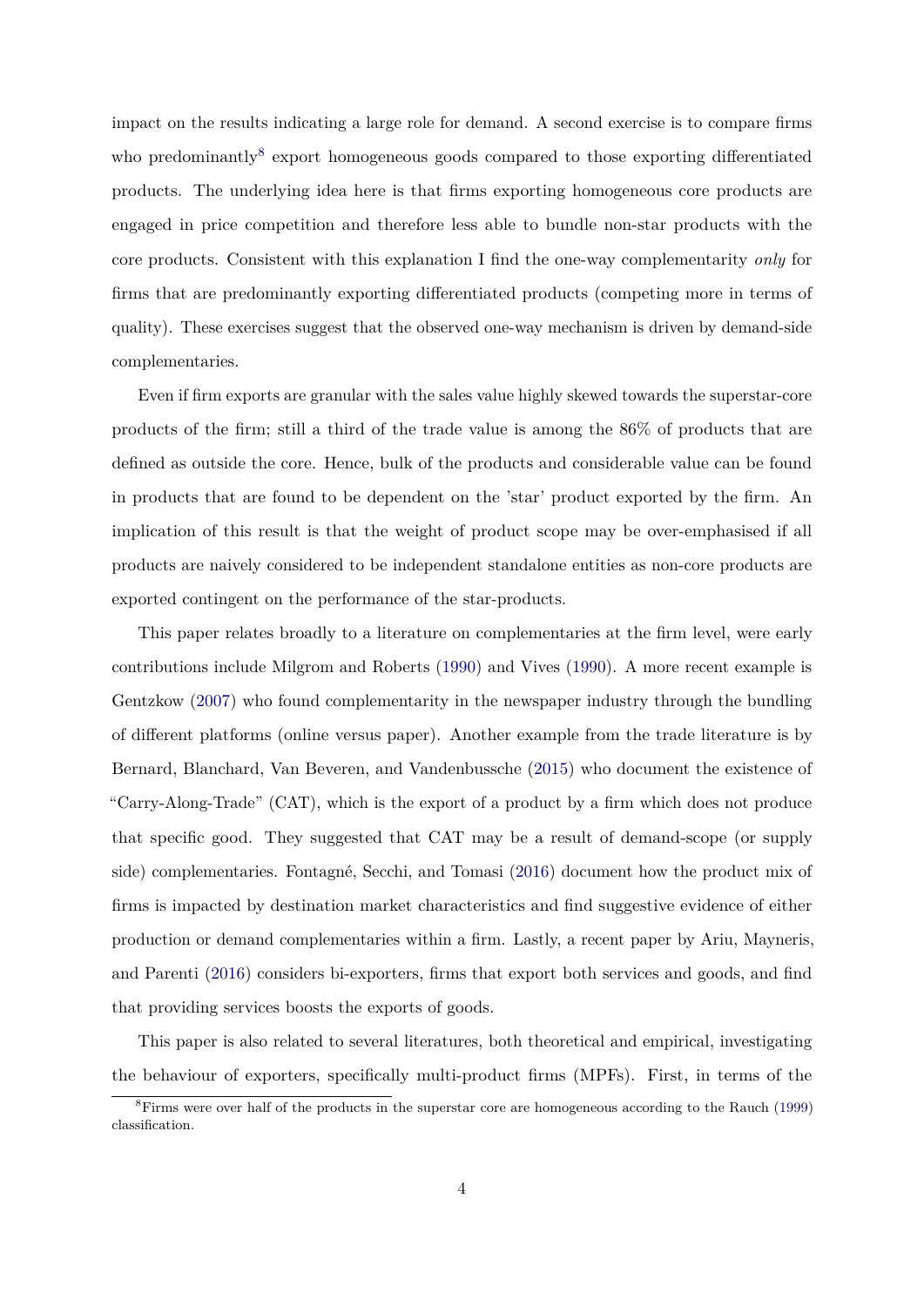impact on the results indicating a large role for demand. A second exercise is to compare firms who predominantly[8] export homogeneous goods compared to those exporting differentiated products. The underlying idea here is that firms exporting homogeneous core products are engaged in price competition and therefore less able to bundle non-star products with the core products. Consistent with this explanation I find the one-way complementarity *only* for firms that are predominantly exporting differentiated products (competing more in terms of quality). These exercises suggest that the observed one-way mechanism is driven by demand-side complementaries.

Even if firm exports are granular with the sales value highly skewed towards the superstar-core products of the firm; still a third of the trade value is among the 86% of products that are defined as outside the core. Hence, bulk of the products and considerable value can be found in products that are found to be dependent on the 'star' product exported by the firm. An implication of this result is that the weight of product scope may be over-emphasised if all products are naively considered to be independent standalone entities as non-core products are exported contingent on the performance of the star-products.

This paper relates broadly to a literature on complementaries at the firm level, were early contributions include Milgrom and Roberts (1990) and Vives (1990). A more recent example is Gentzkow (2007) who found complementarity in the newspaper industry through the bundling of different platforms (online versus paper). Another example from the trade literature is by Bernard, Blanchard, Van Beveren, and Vandenbussche (2015) who document the existence of "Carry-Along-Trade" (CAT), which is the export of a product by a firm which does not produce that specific good. They suggested that CAT may be a result of demand-scope (or supply side) complementaries. Fontagné, Secchi, and Tomasi (2016) document how the product mix of firms is impacted by destination market characteristics and find suggestive evidence of either production or demand complementaries within a firm. Lastly, a recent paper by Ariu, Mayneris, and Parenti (2016) considers bi-exporters, firms that export both services and goods, and find that providing services boosts the exports of goods.

This paper is also related to several literatures, both theoretical and empirical, investigating the behaviour of exporters, specifically multi-product firms (MPFs). First, in terms of the

[8] Firms were over half of the products in the superstar core are homogeneous according to the Rauch (1999) classification.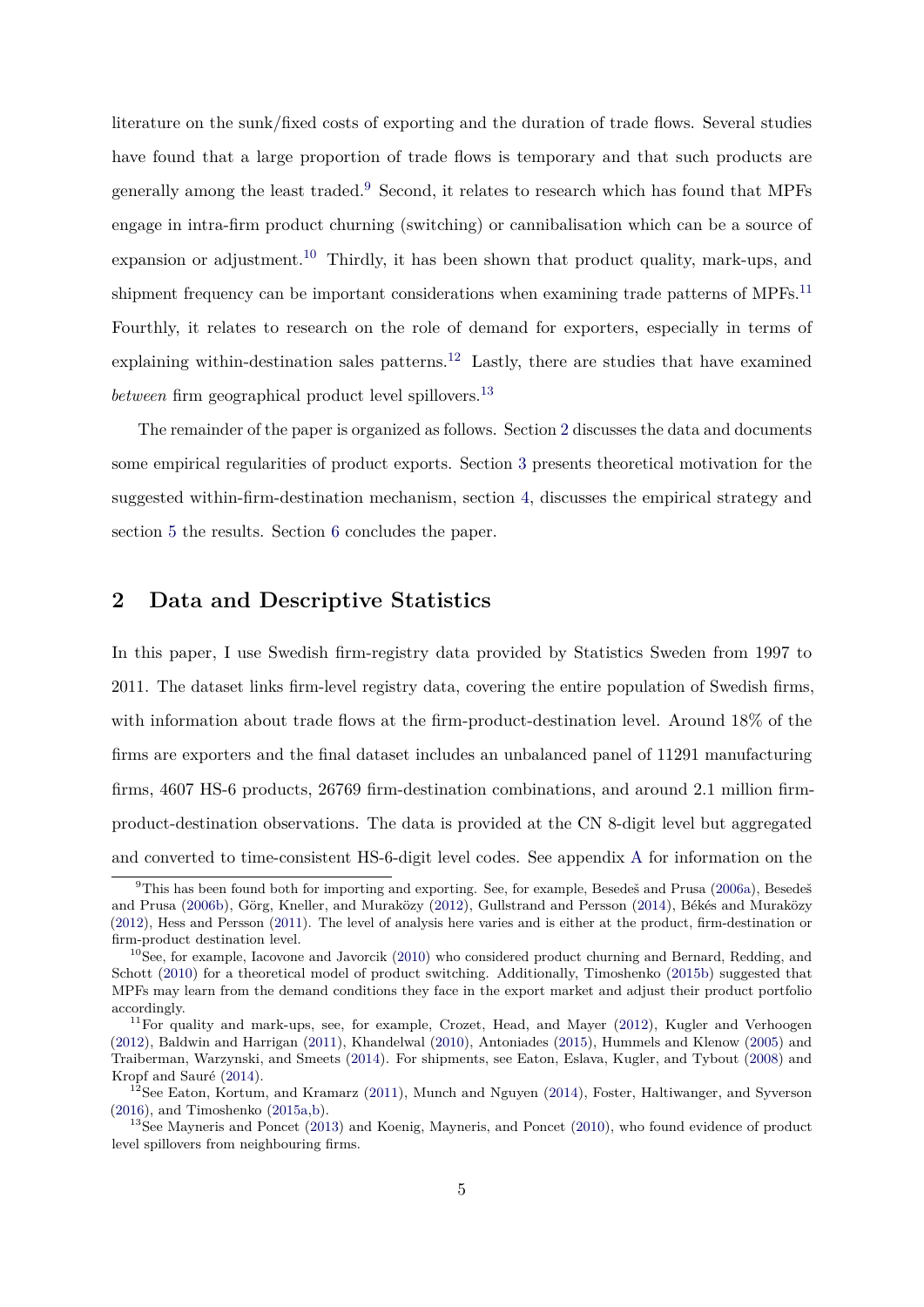literature on the sunk/fixed costs of exporting and the duration of trade flows. Several studies have found that a large proportion of trade flows is temporary and that such products are generally among the least traded.[9] Second, it relates to research which has found that MPFs engage in intra-firm product churning (switching) or cannibalisation which can be a source of expansion or adjustment.[10] Thirdly, it has been shown that product quality, mark-ups, and shipment frequency can be important considerations when examining trade patterns of MPFs.[11] Fourthly, it relates to research on the role of demand for exporters, especially in terms of explaining within-destination sales patterns.[12] Lastly, there are studies that have examined *between* firm geographical product level spillovers.[13]

The remainder of the paper is organized as follows. Section 2 discusses the data and documents some empirical regularities of product exports. Section 3 presents theoretical motivation for the suggested within-firm-destination mechanism, section 4, discusses the empirical strategy and section 5 the results. Section 6 concludes the paper.

## 2 Data and Descriptive Statistics

In this paper, I use Swedish firm-registry data provided by Statistics Sweden from 1997 to 2011. The dataset links firm-level registry data, covering the entire population of Swedish firms, with information about trade flows at the firm-product-destination level. Around 18% of the firms are exporters and the final dataset includes an unbalanced panel of 11291 manufacturing firms, 4607 HS-6 products, 26769 firm-destination combinations, and around 2.1 million firm-product-destination observations. The data is provided at the CN 8-digit level but aggregated and converted to time-consistent HS-6-digit level codes. See appendix A for information on the

---

[9] This has been found both for importing and exporting. See, for example, Besedeš and Prusa (2006a), Besedeš and Prusa (2006b), Görg, Kneller, and Muraközy (2012), Gullstrand and Persson (2014), Békés and Muraközy (2012), Hess and Persson (2011). The level of analysis here varies and is either at the product, firm-destination or firm-product destination level.

[10] See, for example, Iacovone and Javorcik (2010) who considered product churning and Bernard, Redding, and Schott (2010) for a theoretical model of product switching. Additionally, Timoshenko (2015b) suggested that MPFs may learn from the demand conditions they face in the export market and adjust their product portfolio accordingly.

[11] For quality and mark-ups, see, for example, Crozet, Head, and Mayer (2012), Kugler and Verhoogen (2012), Baldwin and Harrigan (2011), Khandelwal (2010), Antoniades (2015), Hummels and Klenow (2005) and Traiberman, Warzynski, and Smeets (2014). For shipments, see Eaton, Eslava, Kugler, and Tybout (2008) and Kropf and Sauré (2014).

[12] See Eaton, Kortum, and Kramarz (2011), Munch and Nguyen (2014), Foster, Haltiwanger, and Syverson (2016), and Timoshenko (2015a,b).

[13] See Mayneris and Poncet (2013) and Koenig, Mayneris, and Poncet (2010), who found evidence of product level spillovers from neighbouring firms.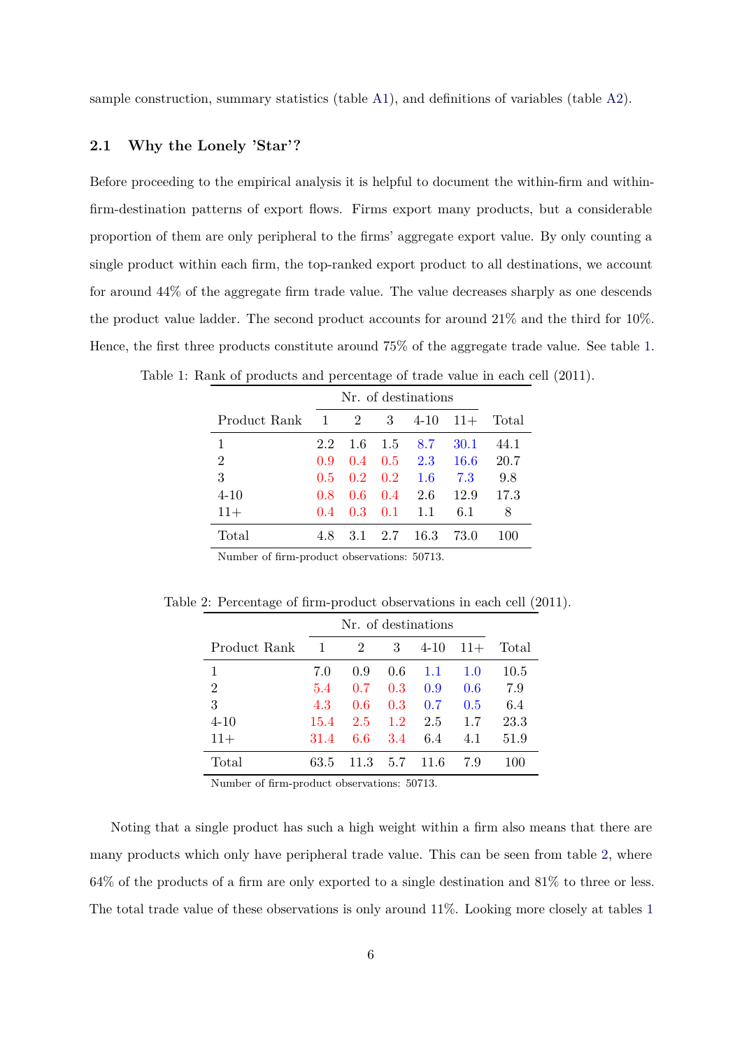sample construction, summary statistics (table A1), and definitions of variables (table A2).

### 2.1 Why the Lonely 'Star'?

Before proceeding to the empirical analysis it is helpful to document the within-firm and within-firm-destination patterns of export flows. Firms export many products, but a considerable proportion of them are only peripheral to the firms' aggregate export value. By only counting a single product within each firm, the top-ranked export product to all destinations, we account for around 44% of the aggregate firm trade value. The value decreases sharply as one descends the product value ladder. The second product accounts for around 21% and the third for 10%. Hence, the first three products constitute around 75% of the aggregate trade value. See table 1.

Table 1: Rank of products and percentage of trade value in each cell (2011).

| | Nr. of destinations | | | | | |
|---|---|---|---|---|---|---|
| Product Rank | 1 | 2 | 3 | 4-10 | 11+ | Total |
| 1 | 2.2 | 1.6 | 1.5 | 8.7 | 30.1 | 44.1 |
| 2 | 0.9 | 0.4 | 0.5 | 2.3 | 16.6 | 20.7 |
| 3 | 0.5 | 0.2 | 0.2 | 1.6 | 7.3 | 9.8 |
| 4-10 | 0.8 | 0.6 | 0.4 | 2.6 | 12.9 | 17.3 |
| 11+ | 0.4 | 0.3 | 0.1 | 1.1 | 6.1 | 8 |
| Total | 4.8 | 3.1 | 2.7 | 16.3 | 73.0 | 100 |

Number of firm-product observations: 50713.

Table 2: Percentage of firm-product observations in each cell (2011).

| | Nr. of destinations | | | | | |
|---|---|---|---|---|---|---|
| Product Rank | 1 | 2 | 3 | 4-10 | 11+ | Total |
| 1 | 7.0 | 0.9 | 0.6 | 1.1 | 1.0 | 10.5 |
| 2 | 5.4 | 0.7 | 0.3 | 0.9 | 0.6 | 7.9 |
| 3 | 4.3 | 0.6 | 0.3 | 0.7 | 0.5 | 6.4 |
| 4-10 | 15.4 | 2.5 | 1.2 | 2.5 | 1.7 | 23.3 |
| 11+ | 31.4 | 6.6 | 3.4 | 6.4 | 4.1 | 51.9 |
| Total | 63.5 | 11.3 | 5.7 | 11.6 | 7.9 | 100 |

Number of firm-product observations: 50713.

Noting that a single product has such a high weight within a firm also means that there are many products which only have peripheral trade value. This can be seen from table 2, where 64% of the products of a firm are only exported to a single destination and 81% to three or less. The total trade value of these observations is only around 11%. Looking more closely at tables 1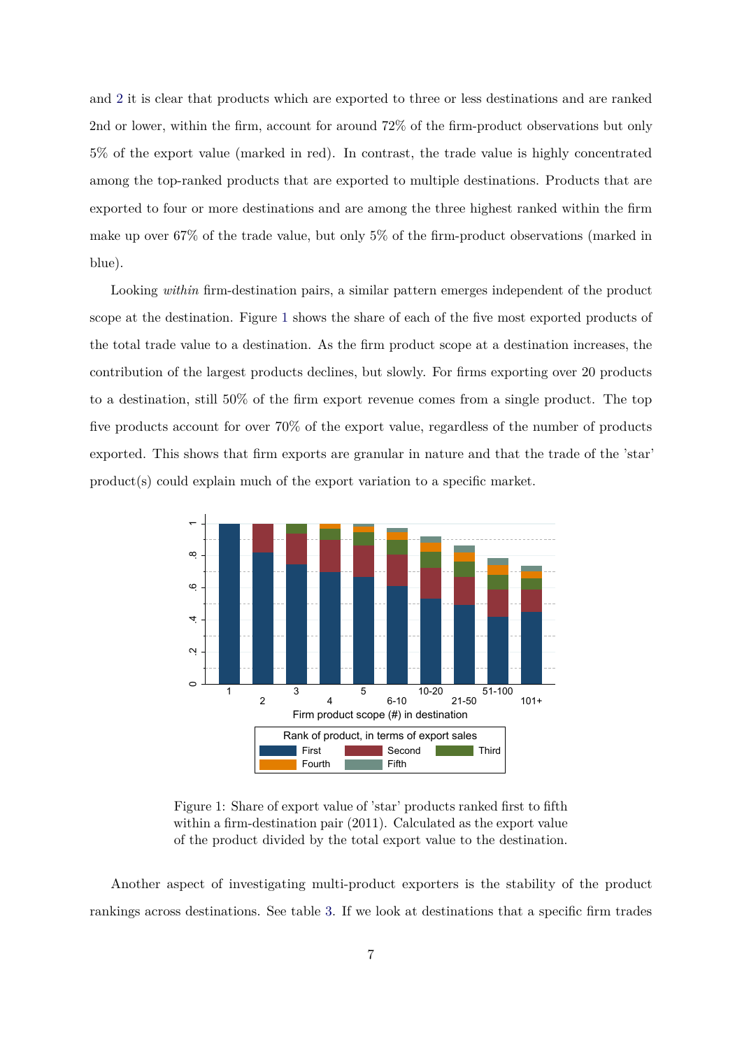and 2 it is clear that products which are exported to three or less destinations and are ranked 2nd or lower, within the firm, account for around 72% of the firm-product observations but only 5% of the export value (marked in red). In contrast, the trade value is highly concentrated among the top-ranked products that are exported to multiple destinations. Products that are exported to four or more destinations and are among the three highest ranked within the firm make up over 67% of the trade value, but only 5% of the firm-product observations (marked in blue).

Looking *within* firm-destination pairs, a similar pattern emerges independent of the product scope at the destination. Figure 1 shows the share of each of the five most exported products of the total trade value to a destination. As the firm product scope at a destination increases, the contribution of the largest products declines, but slowly. For firms exporting over 20 products to a destination, still 50% of the firm export revenue comes from a single product. The top five products account for over 70% of the export value, regardless of the number of products exported. This shows that firm exports are granular in nature and that the trade of the 'star' product(s) could explain much of the export variation to a specific market.

Figure 1: Share of export value of 'star' products ranked first to fifth within a firm-destination pair (2011). Calculated as the export value of the product divided by the total export value to the destination.

Another aspect of investigating multi-product exporters is the stability of the product rankings across destinations. See table 3. If we look at destinations that a specific firm trades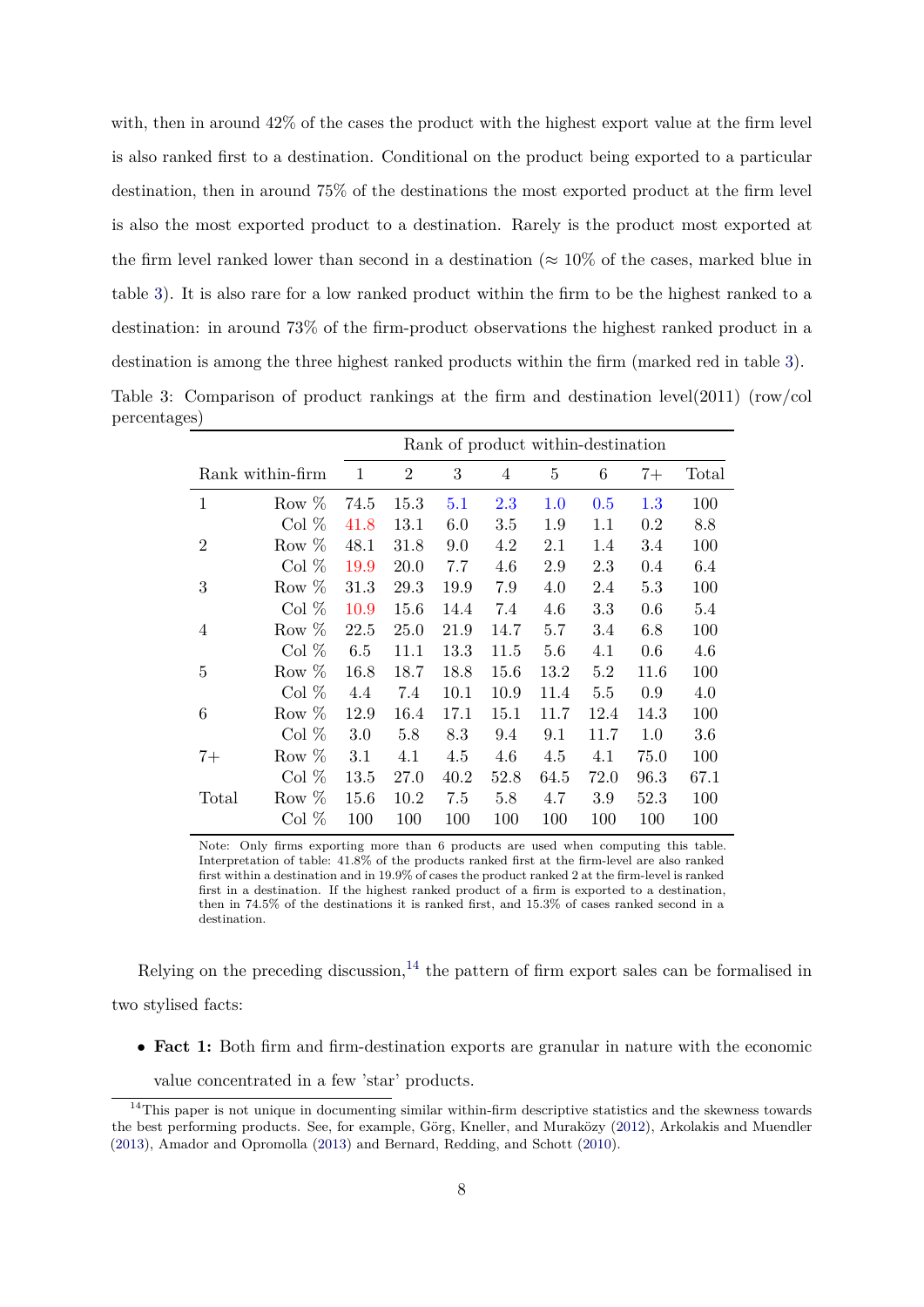with, then in around 42% of the cases the product with the highest export value at the firm level is also ranked first to a destination. Conditional on the product being exported to a particular destination, then in around 75% of the destinations the most exported product at the firm level is also the most exported product to a destination. Rarely is the product most exported at the firm level ranked lower than second in a destination ($\approx 10\%$ of the cases, marked blue in table 3). It is also rare for a low ranked product within the firm to be the highest ranked to a destination: in around 73% of the firm-product observations the highest ranked product in a destination is among the three highest ranked products within the firm (marked red in table 3).

Table 3: Comparison of product rankings at the firm and destination level(2011) (row/col percentages)

| | | Rank of product within-destination | | | | | | | |
|---|---|---|---|---|---|---|---|---|---|
| Rank within-firm | | 1 | 2 | 3 | 4 | 5 | 6 | 7+ | Total |
| 1 | Row % | 74.5 | 15.3 | 5.1 | 2.3 | 1.0 | 0.5 | 1.3 | 100 |
| | Col % | 41.8 | 13.1 | 6.0 | 3.5 | 1.9 | 1.1 | 0.2 | 8.8 |
| 2 | Row % | 48.1 | 31.8 | 9.0 | 4.2 | 2.1 | 1.4 | 3.4 | 100 |
| | Col % | 19.9 | 20.0 | 7.7 | 4.6 | 2.9 | 2.3 | 0.4 | 6.4 |
| 3 | Row % | 31.3 | 29.3 | 19.9 | 7.9 | 4.0 | 2.4 | 5.3 | 100 |
| | Col % | 10.9 | 15.6 | 14.4 | 7.4 | 4.6 | 3.3 | 0.6 | 5.4 |
| 4 | Row % | 22.5 | 25.0 | 21.9 | 14.7 | 5.7 | 3.4 | 6.8 | 100 |
| | Col % | 6.5 | 11.1 | 13.3 | 11.5 | 5.6 | 4.1 | 0.6 | 4.6 |
| 5 | Row % | 16.8 | 18.7 | 18.8 | 15.6 | 13.2 | 5.2 | 11.6 | 100 |
| | Col % | 4.4 | 7.4 | 10.1 | 10.9 | 11.4 | 5.5 | 0.9 | 4.0 |
| 6 | Row % | 12.9 | 16.4 | 17.1 | 15.1 | 11.7 | 12.4 | 14.3 | 100 |
| | Col % | 3.0 | 5.8 | 8.3 | 9.4 | 9.1 | 11.7 | 1.0 | 3.6 |
| 7+ | Row % | 3.1 | 4.1 | 4.5 | 4.6 | 4.5 | 4.1 | 75.0 | 100 |
| | Col % | 13.5 | 27.0 | 40.2 | 52.8 | 64.5 | 72.0 | 96.3 | 67.1 |
| Total | Row % | 15.6 | 10.2 | 7.5 | 5.8 | 4.7 | 3.9 | 52.3 | 100 |
| | Col % | 100 | 100 | 100 | 100 | 100 | 100 | 100 | 100 |

Note: Only firms exporting more than 6 products are used when computing this table. Interpretation of table: 41.8% of the products ranked first at the firm-level are also ranked first within a destination and in 19.9% of cases the product ranked 2 at the firm-level is ranked first in a destination. If the highest ranked product of a firm is exported to a destination, then in 74.5% of the destinations it is ranked first, and 15.3% of cases ranked second in a destination.

Relying on the preceding discussion,[14] the pattern of firm export sales can be formalised in two stylised facts:

- **Fact 1:** Both firm and firm-destination exports are granular in nature with the economic value concentrated in a few 'star' products.

[14] This paper is not unique in documenting similar within-firm descriptive statistics and the skewness towards the best performing products. See, for example, Görg, Kneller, and Muraközy (2012), Arkolakis and Muendler (2013), Amador and Opromolla (2013) and Bernard, Redding, and Schott (2010).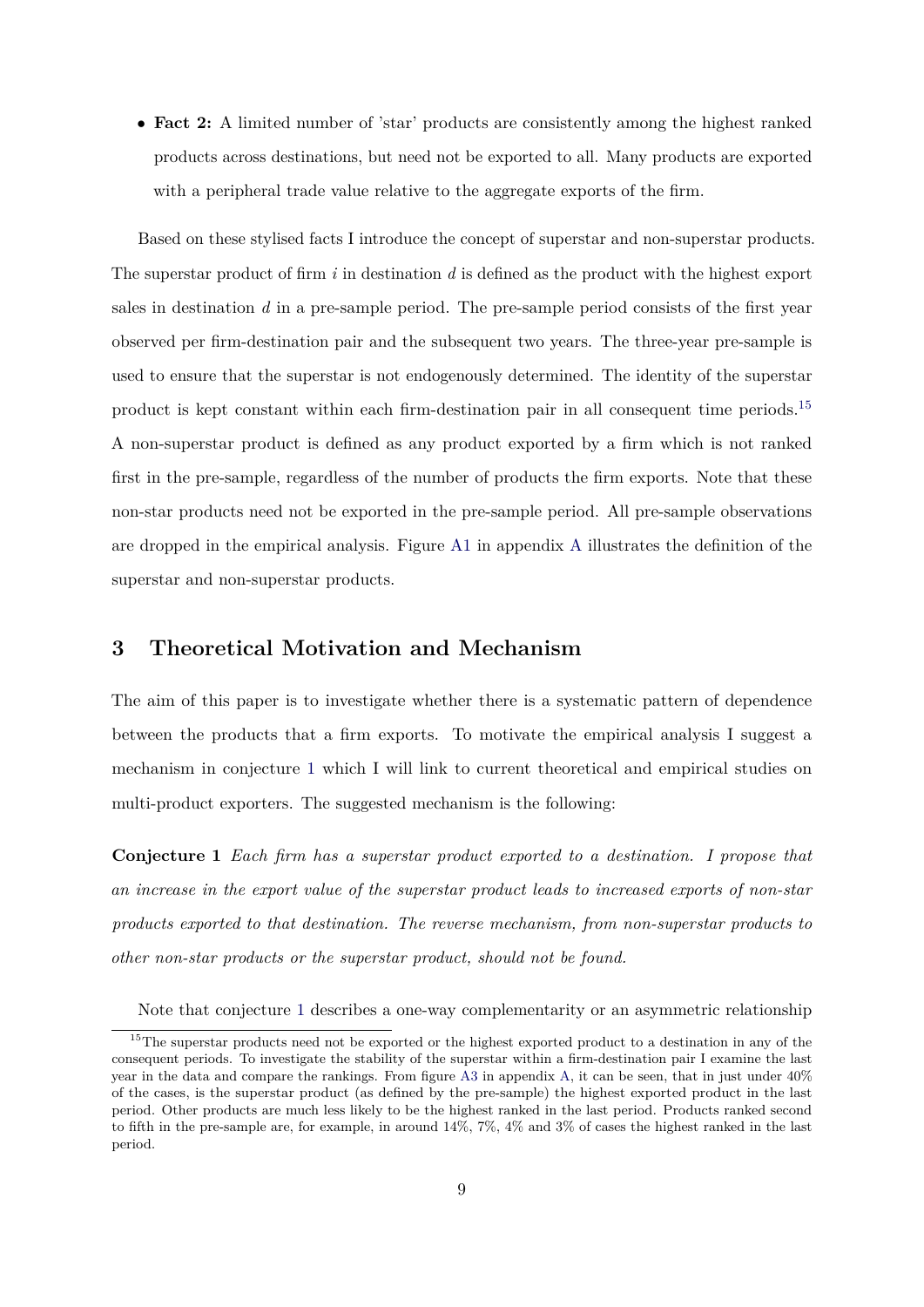- **Fact 2:** A limited number of 'star' products are consistently among the highest ranked products across destinations, but need not be exported to all. Many products are exported with a peripheral trade value relative to the aggregate exports of the firm.

Based on these stylised facts I introduce the concept of superstar and non-superstar products. The superstar product of firm $i$ in destination $d$ is defined as the product with the highest export sales in destination $d$ in a pre-sample period. The pre-sample period consists of the first year observed per firm-destination pair and the subsequent two years. The three-year pre-sample is used to ensure that the superstar is not endogenously determined. The identity of the superstar product is kept constant within each firm-destination pair in all consequent time periods.[15] A non-superstar product is defined as any product exported by a firm which is not ranked first in the pre-sample, regardless of the number of products the firm exports. Note that these non-star products need not be exported in the pre-sample period. All pre-sample observations are dropped in the empirical analysis. Figure A1 in appendix A illustrates the definition of the superstar and non-superstar products.

# 3 Theoretical Motivation and Mechanism

The aim of this paper is to investigate whether there is a systematic pattern of dependence between the products that a firm exports. To motivate the empirical analysis I suggest a mechanism in conjecture 1 which I will link to current theoretical and empirical studies on multi-product exporters. The suggested mechanism is the following:

**Conjecture 1** *Each firm has a superstar product exported to a destination. I propose that an increase in the export value of the superstar product leads to increased exports of non-star products exported to that destination. The reverse mechanism, from non-superstar products to other non-star products or the superstar product, should not be found.*

Note that conjecture 1 describes a one-way complementarity or an asymmetric relationship

[15] The superstar products need not be exported or the highest exported product to a destination in any of the consequent periods. To investigate the stability of the superstar within a firm-destination pair I examine the last year in the data and compare the rankings. From figure A3 in appendix A, it can be seen, that in just under 40% of the cases, is the superstar product (as defined by the pre-sample) the highest exported product in the last period. Other products are much less likely to be the highest ranked in the last period. Products ranked second to fifth in the pre-sample are, for example, in around 14%, 7%, 4% and 3% of cases the highest ranked in the last period.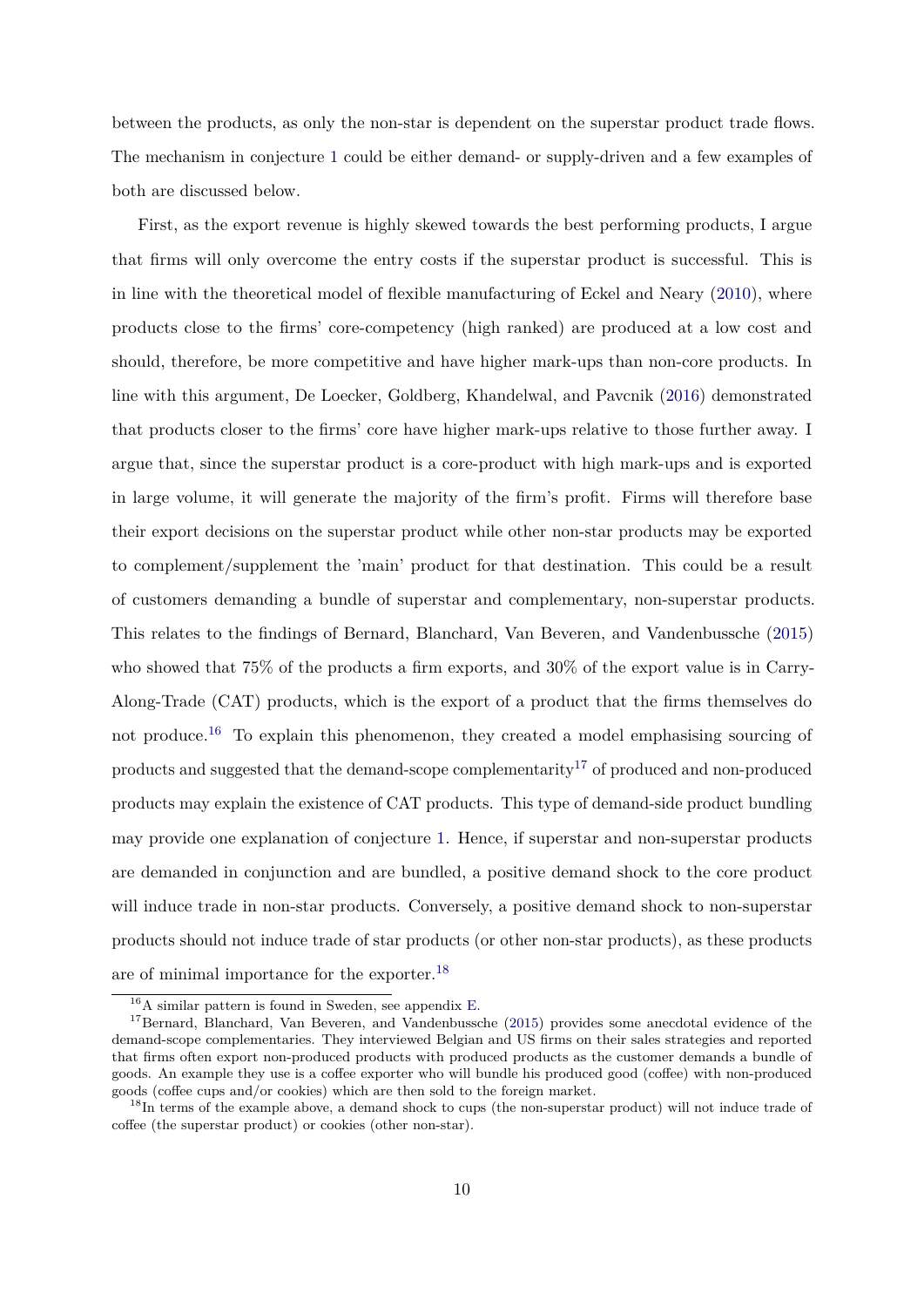between the products, as only the non-star is dependent on the superstar product trade flows. The mechanism in conjecture 1 could be either demand- or supply-driven and a few examples of both are discussed below.

First, as the export revenue is highly skewed towards the best performing products, I argue that firms will only overcome the entry costs if the superstar product is successful. This is in line with the theoretical model of flexible manufacturing of Eckel and Neary (2010), where products close to the firms' core-competency (high ranked) are produced at a low cost and should, therefore, be more competitive and have higher mark-ups than non-core products. In line with this argument, De Loecker, Goldberg, Khandelwal, and Pavcnik (2016) demonstrated that products closer to the firms' core have higher mark-ups relative to those further away. I argue that, since the superstar product is a core-product with high mark-ups and is exported in large volume, it will generate the majority of the firm's profit. Firms will therefore base their export decisions on the superstar product while other non-star products may be exported to complement/supplement the 'main' product for that destination. This could be a result of customers demanding a bundle of superstar and complementary, non-superstar products. This relates to the findings of Bernard, Blanchard, Van Beveren, and Vandenbussche (2015) who showed that 75% of the products a firm exports, and 30% of the export value is in Carry-Along-Trade (CAT) products, which is the export of a product that the firms themselves do not produce.[16] To explain this phenomenon, they created a model emphasising sourcing of products and suggested that the demand-scope complementarity[17] of produced and non-produced products may explain the existence of CAT products. This type of demand-side product bundling may provide one explanation of conjecture 1. Hence, if superstar and non-superstar products are demanded in conjunction and are bundled, a positive demand shock to the core product will induce trade in non-star products. Conversely, a positive demand shock to non-superstar products should not induce trade of star products (or other non-star products), as these products are of minimal importance for the exporter.[18]

[16] A similar pattern is found in Sweden, see appendix E.

[17] Bernard, Blanchard, Van Beveren, and Vandenbussche (2015) provides some anecdotal evidence of the demand-scope complementaries. They interviewed Belgian and US firms on their sales strategies and reported that firms often export non-produced products with produced products as the customer demands a bundle of goods. An example they use is a coffee exporter who will bundle his produced good (coffee) with non-produced goods (coffee cups and/or cookies) which are then sold to the foreign market.

[18] In terms of the example above, a demand shock to cups (the non-superstar product) will not induce trade of coffee (the superstar product) or cookies (other non-star).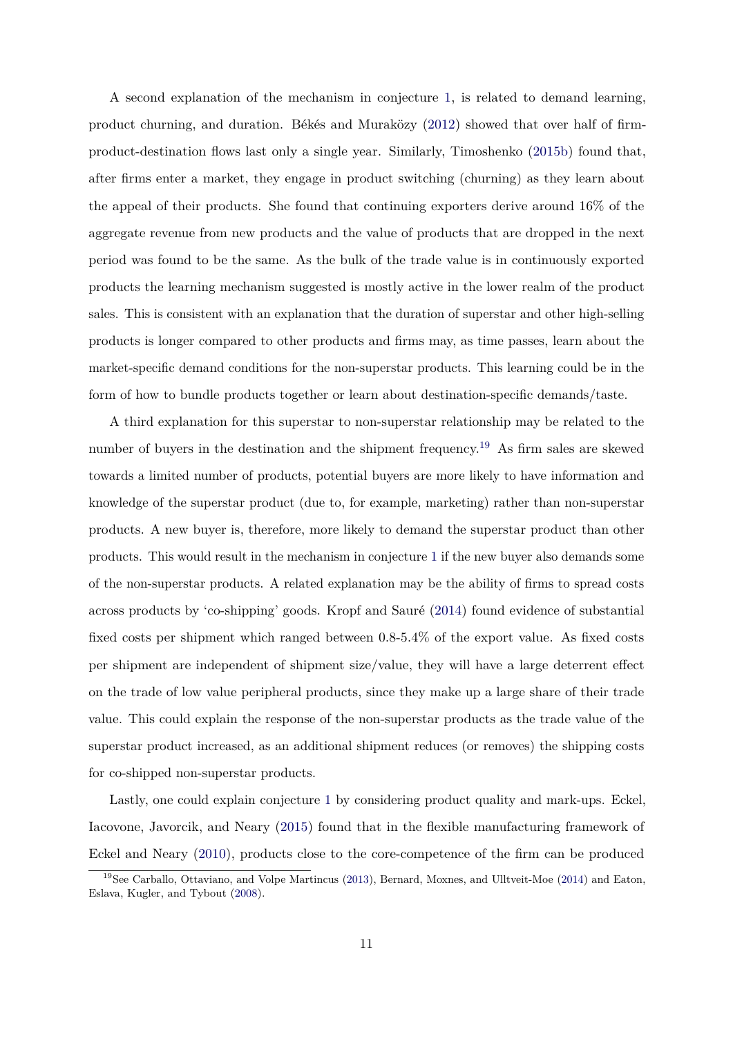A second explanation of the mechanism in conjecture 1, is related to demand learning, product churning, and duration. Békés and Muraközy (2012) showed that over half of firm-product-destination flows last only a single year. Similarly, Timoshenko (2015b) found that, after firms enter a market, they engage in product switching (churning) as they learn about the appeal of their products. She found that continuing exporters derive around 16% of the aggregate revenue from new products and the value of products that are dropped in the next period was found to be the same. As the bulk of the trade value is in continuously exported products the learning mechanism suggested is mostly active in the lower realm of the product sales. This is consistent with an explanation that the duration of superstar and other high-selling products is longer compared to other products and firms may, as time passes, learn about the market-specific demand conditions for the non-superstar products. This learning could be in the form of how to bundle products together or learn about destination-specific demands/taste.

A third explanation for this superstar to non-superstar relationship may be related to the number of buyers in the destination and the shipment frequency.[19] As firm sales are skewed towards a limited number of products, potential buyers are more likely to have information and knowledge of the superstar product (due to, for example, marketing) rather than non-superstar products. A new buyer is, therefore, more likely to demand the superstar product than other products. This would result in the mechanism in conjecture 1 if the new buyer also demands some of the non-superstar products. A related explanation may be the ability of firms to spread costs across products by 'co-shipping' goods. Kropf and Sauré (2014) found evidence of substantial fixed costs per shipment which ranged between 0.8-5.4% of the export value. As fixed costs per shipment are independent of shipment size/value, they will have a large deterrent effect on the trade of low value peripheral products, since they make up a large share of their trade value. This could explain the response of the non-superstar products as the trade value of the superstar product increased, as an additional shipment reduces (or removes) the shipping costs for co-shipped non-superstar products.

Lastly, one could explain conjecture 1 by considering product quality and mark-ups. Eckel, Iacovone, Javorcik, and Neary (2015) found that in the flexible manufacturing framework of Eckel and Neary (2010), products close to the core-competence of the firm can be produced

[19] See Carballo, Ottaviano, and Volpe Martincus (2013), Bernard, Moxnes, and Ulltveit-Moe (2014) and Eaton, Eslava, Kugler, and Tybout (2008).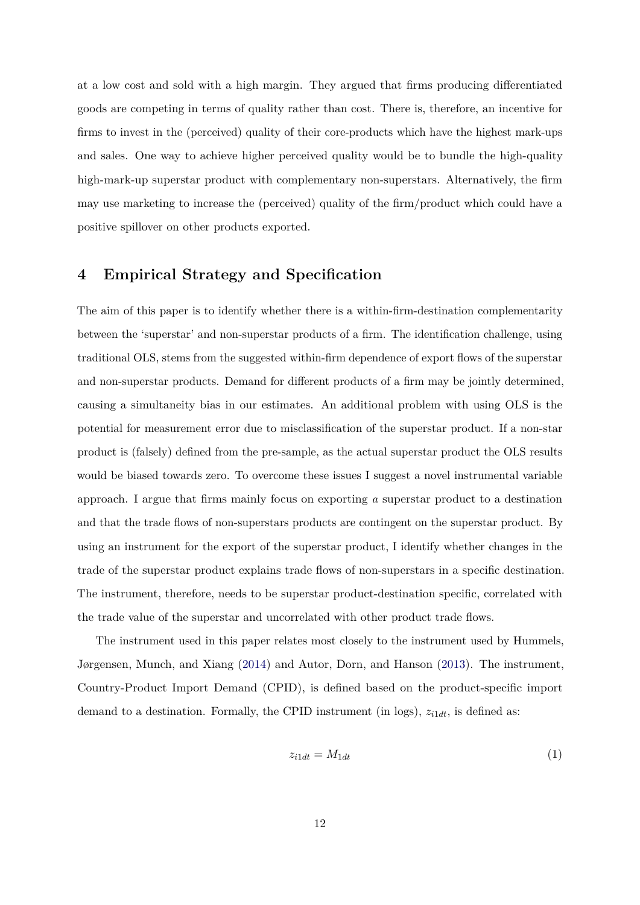at a low cost and sold with a high margin. They argued that firms producing differentiated goods are competing in terms of quality rather than cost. There is, therefore, an incentive for firms to invest in the (perceived) quality of their core-products which have the highest mark-ups and sales. One way to achieve higher perceived quality would be to bundle the high-quality high-mark-up superstar product with complementary non-superstars. Alternatively, the firm may use marketing to increase the (perceived) quality of the firm/product which could have a positive spillover on other products exported.

## 4 Empirical Strategy and Specification

The aim of this paper is to identify whether there is a within-firm-destination complementarity between the 'superstar' and non-superstar products of a firm. The identification challenge, using traditional OLS, stems from the suggested within-firm dependence of export flows of the superstar and non-superstar products. Demand for different products of a firm may be jointly determined, causing a simultaneity bias in our estimates. An additional problem with using OLS is the potential for measurement error due to misclassification of the superstar product. If a non-star product is (falsely) defined from the pre-sample, as the actual superstar product the OLS results would be biased towards zero. To overcome these issues I suggest a novel instrumental variable approach. I argue that firms mainly focus on exporting *a* superstar product to a destination and that the trade flows of non-superstars products are contingent on the superstar product. By using an instrument for the export of the superstar product, I identify whether changes in the trade of the superstar product explains trade flows of non-superstars in a specific destination. The instrument, therefore, needs to be superstar product-destination specific, correlated with the trade value of the superstar and uncorrelated with other product trade flows.

The instrument used in this paper relates most closely to the instrument used by Hummels, Jørgensen, Munch, and Xiang (2014) and Autor, Dorn, and Hanson (2013). The instrument, Country-Product Import Demand (CPID), is defined based on the product-specific import demand to a destination. Formally, the CPID instrument (in logs), $z_{i1dt}$, is defined as:

$$z_{i1dt} = M_{1dt} \tag{1}$$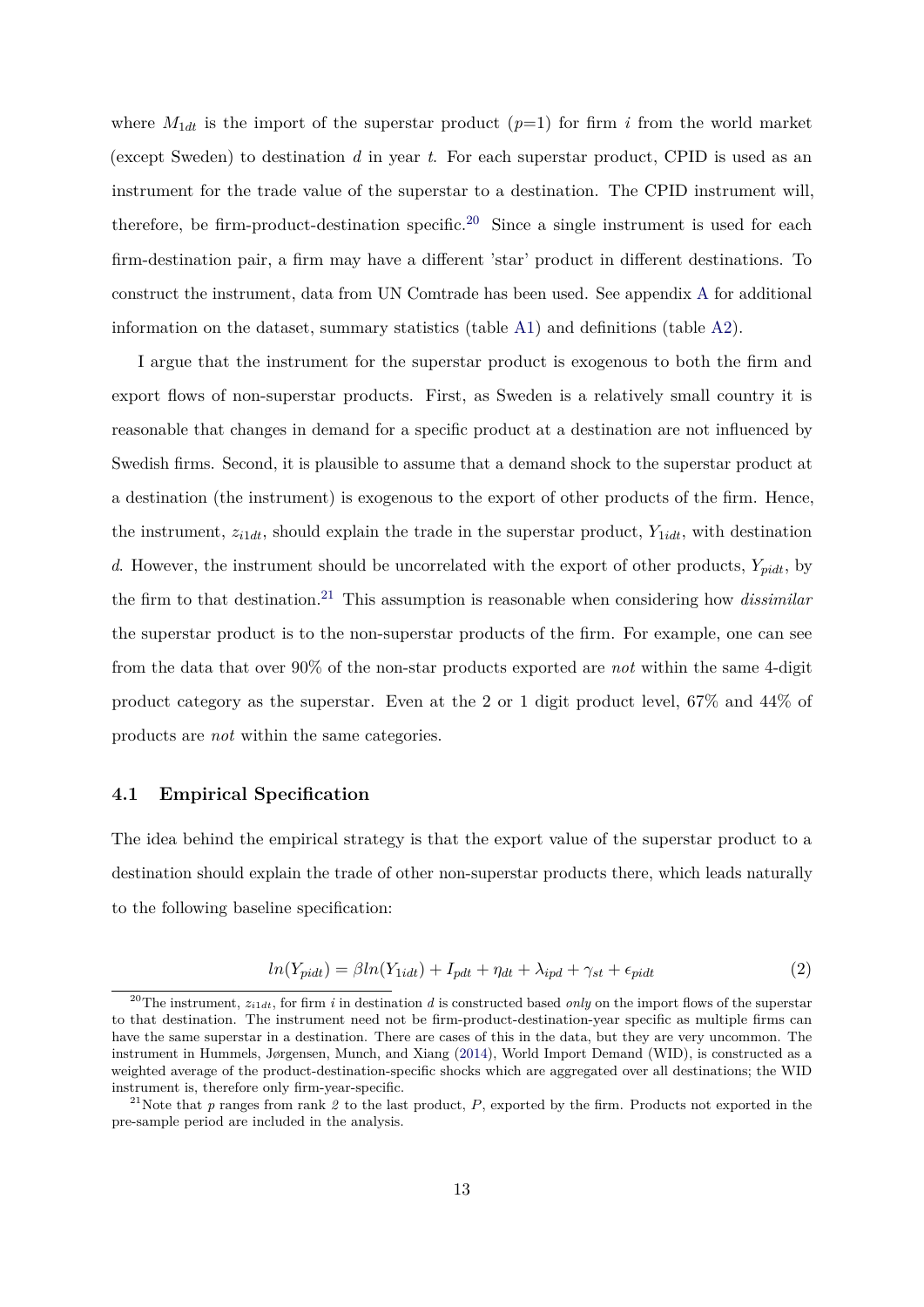where $M_{1dt}$ is the import of the superstar product ($p$=1) for firm $i$ from the world market (except Sweden) to destination $d$ in year $t$. For each superstar product, CPID is used as an instrument for the trade value of the superstar to a destination. The CPID instrument will, therefore, be firm-product-destination specific.[20] Since a single instrument is used for each firm-destination pair, a firm may have a different 'star' product in different destinations. To construct the instrument, data from UN Comtrade has been used. See appendix A for additional information on the dataset, summary statistics (table A1) and definitions (table A2).

I argue that the instrument for the superstar product is exogenous to both the firm and export flows of non-superstar products. First, as Sweden is a relatively small country it is reasonable that changes in demand for a specific product at a destination are not influenced by Swedish firms. Second, it is plausible to assume that a demand shock to the superstar product at a destination (the instrument) is exogenous to the export of other products of the firm. Hence, the instrument, $z_{i1dt}$, should explain the trade in the superstar product, $Y_{1idt}$, with destination $d$. However, the instrument should be uncorrelated with the export of other products, $Y_{pidt}$, by the firm to that destination.[21] This assumption is reasonable when considering how *dissimilar* the superstar product is to the non-superstar products of the firm. For example, one can see from the data that over 90% of the non-star products exported are *not* within the same 4-digit product category as the superstar. Even at the 2 or 1 digit product level, 67% and 44% of products are *not* within the same categories.

### 4.1 Empirical Specification

The idea behind the empirical strategy is that the export value of the superstar product to a destination should explain the trade of other non-superstar products there, which leads naturally to the following baseline specification:

$$ln(Y_{pidt}) = \beta ln(Y_{1idt}) + I_{pdt} + \eta_{dt} + \lambda_{ipd} + \gamma_{st} + \epsilon_{pidt} \tag{2}$$

[20] The instrument, $z_{i1dt}$, for firm $i$ in destination $d$ is constructed based *only* on the import flows of the superstar to that destination. The instrument need not be firm-product-destination-year specific as multiple firms can have the same superstar in a destination. There are cases of this in the data, but they are very uncommon. The instrument in Hummels, Jørgensen, Munch, and Xiang (2014), World Import Demand (WID), is constructed as a weighted average of the product-destination-specific shocks which are aggregated over all destinations; the WID instrument is, therefore only firm-year-specific.

[21] Note that $p$ ranges from rank *2* to the last product, $P$, exported by the firm. Products not exported in the pre-sample period are included in the analysis.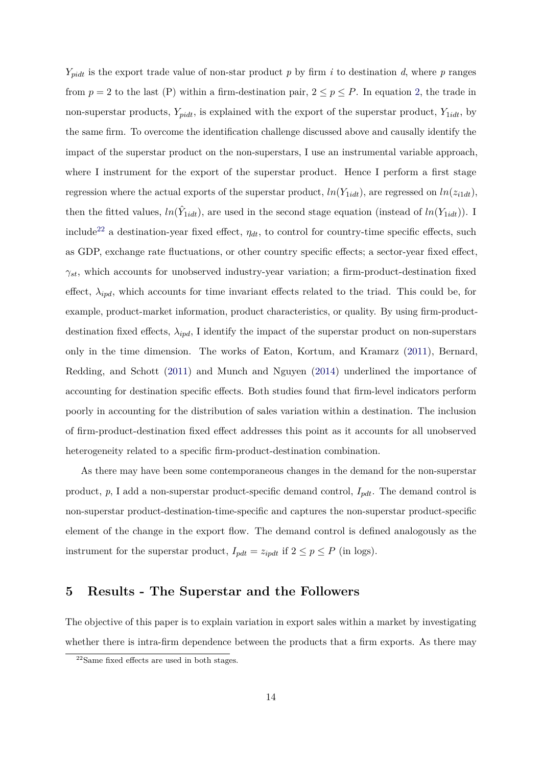$Y_{pidt}$ is the export trade value of non-star product $p$ by firm $i$ to destination $d$, where $p$ ranges from $p = 2$ to the last (P) within a firm-destination pair, $2 \leq p \leq P$. In equation 2, the trade in non-superstar products, $Y_{pidt}$, is explained with the export of the superstar product, $Y_{1idt}$, by the same firm. To overcome the identification challenge discussed above and causally identify the impact of the superstar product on the non-superstars, I use an instrumental variable approach, where I instrument for the export of the superstar product. Hence I perform a first stage regression where the actual exports of the superstar product, $ln(Y_{1idt})$, are regressed on $ln(z_{i1dt})$, then the fitted values, $ln(\hat{Y}_{1idt})$, are used in the second stage equation (instead of $ln(Y_{1idt})$). I include[22] a destination-year fixed effect, $\eta_{dt}$, to control for country-time specific effects, such as GDP, exchange rate fluctuations, or other country specific effects; a sector-year fixed effect, $\gamma_{st}$, which accounts for unobserved industry-year variation; a firm-product-destination fixed effect, $\lambda_{ipd}$, which accounts for time invariant effects related to the triad. This could be, for example, product-market information, product characteristics, or quality. By using firm-product-destination fixed effects, $\lambda_{ipd}$, I identify the impact of the superstar product on non-superstars only in the time dimension. The works of Eaton, Kortum, and Kramarz (2011), Bernard, Redding, and Schott (2011) and Munch and Nguyen (2014) underlined the importance of accounting for destination specific effects. Both studies found that firm-level indicators perform poorly in accounting for the distribution of sales variation within a destination. The inclusion of firm-product-destination fixed effect addresses this point as it accounts for all unobserved heterogeneity related to a specific firm-product-destination combination.

As there may have been some contemporaneous changes in the demand for the non-superstar product, $p$, I add a non-superstar product-specific demand control, $I_{pdt}$. The demand control is non-superstar product-destination-time-specific and captures the non-superstar product-specific element of the change in the export flow. The demand control is defined analogously as the instrument for the superstar product, $I_{pdt} = z_{ipdt}$ if $2 \leq p \leq P$ (in logs).

# 5 Results - The Superstar and the Followers

The objective of this paper is to explain variation in export sales within a market by investigating whether there is intra-firm dependence between the products that a firm exports. As there may

[22] Same fixed effects are used in both stages.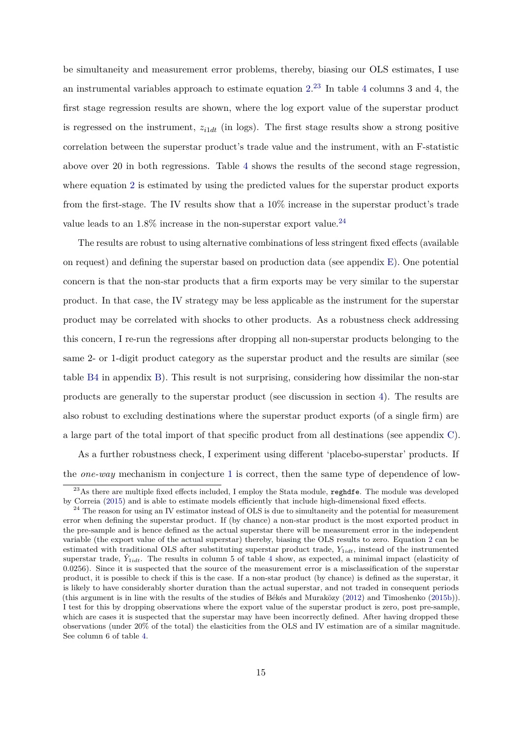be simultaneity and measurement error problems, thereby, biasing our OLS estimates, I use an instrumental variables approach to estimate equation 2.[23] In table 4 columns 3 and 4, the first stage regression results are shown, where the log export value of the superstar product is regressed on the instrument, $z_{i1dt}$ (in logs). The first stage results show a strong positive correlation between the superstar product's trade value and the instrument, with an F-statistic above over 20 in both regressions. Table 4 shows the results of the second stage regression, where equation 2 is estimated by using the predicted values for the superstar product exports from the first-stage. The IV results show that a 10% increase in the superstar product's trade value leads to an 1.8% increase in the non-superstar export value.[24]

The results are robust to using alternative combinations of less stringent fixed effects (available on request) and defining the superstar based on production data (see appendix E). One potential concern is that the non-star products that a firm exports may be very similar to the superstar product. In that case, the IV strategy may be less applicable as the instrument for the superstar product may be correlated with shocks to other products. As a robustness check addressing this concern, I re-run the regressions after dropping all non-superstar products belonging to the same 2- or 1-digit product category as the superstar product and the results are similar (see table B4 in appendix B). This result is not surprising, considering how dissimilar the non-star products are generally to the superstar product (see discussion in section 4). The results are also robust to excluding destinations where the superstar product exports (of a single firm) are a large part of the total import of that specific product from all destinations (see appendix C).

As a further robustness check, I experiment using different 'placebo-superstar' products. If the *one-way* mechanism in conjecture 1 is correct, then the same type of dependence of low-

---

[23] As there are multiple fixed effects included, I employ the Stata module, `reghdfe`. The module was developed by Correia (2015) and is able to estimate models efficiently that include high-dimensional fixed effects.

[24] The reason for using an IV estimator instead of OLS is due to simultaneity and the potential for measurement error when defining the superstar product. If (by chance) a non-star product is the most exported product in the pre-sample and is hence defined as the actual superstar there will be measurement error in the independent variable (the export value of the actual superstar) thereby, biasing the OLS results to zero. Equation 2 can be estimated with traditional OLS after substituting superstar product trade, $Y_{1idt}$, instead of the instrumented superstar trade, $\hat{Y}_{1idt}$. The results in column 5 of table 4 show, as expected, a minimal impact (elasticity of 0.0256). Since it is suspected that the source of the measurement error is a misclassification of the superstar product, it is possible to check if this is the case. If a non-star product (by chance) is defined as the superstar, it is likely to have considerably shorter duration than the actual superstar, and not traded in consequent periods (this argument is in line with the results of the studies of Békés and Muraközy (2012) and Timoshenko (2015b)). I test for this by dropping observations where the export value of the superstar product is zero, post pre-sample, which are cases it is suspected that the superstar may have been incorrectly defined. After having dropped these observations (under 20% of the total) the elasticities from the OLS and IV estimation are of a similar magnitude. See column 6 of table 4.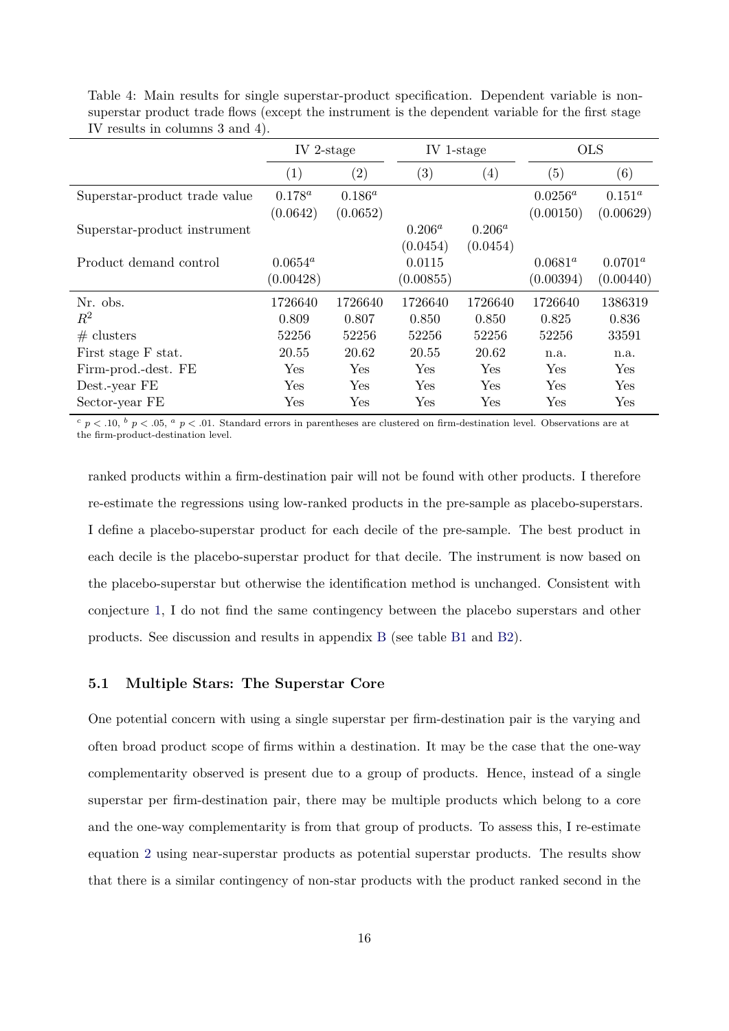Table 4: Main results for single superstar-product specification. Dependent variable is non-superstar product trade flows (except the instrument is the dependent variable for the first stage IV results in columns 3 and 4).

| | IV 2-stage | | IV 1-stage | | OLS | |
|---|---|---|---|---|---|---|
| | (1) | (2) | (3) | (4) | (5) | (6) |
| Superstar-product trade value | $0.178^a$ | $0.186^a$ | | | $0.0256^a$ | $0.151^a$ |
| | (0.0642) | (0.0652) | | | (0.00150) | (0.00629) |
| Superstar-product instrument | | | $0.206^a$ | $0.206^a$ | | |
| | | | (0.0454) | (0.0454) | | |
| Product demand control | $0.0654^a$ | | 0.0115 | | $0.0681^a$ | $0.0701^a$ |
| | (0.00428) | | (0.00855) | | (0.00394) | (0.00440) |
| Nr. obs. | 1726640 | 1726640 | 1726640 | 1726640 | 1726640 | 1386319 |
| $R^2$ | 0.809 | 0.807 | 0.850 | 0.850 | 0.825 | 0.836 |
| # clusters | 52256 | 52256 | 52256 | 52256 | 52256 | 33591 |
| First stage F stat. | 20.55 | 20.62 | 20.55 | 20.62 | n.a. | n.a. |
| Firm-prod.-dest. FE | Yes | Yes | Yes | Yes | Yes | Yes |
| Dest.-year FE | Yes | Yes | Yes | Yes | Yes | Yes |
| Sector-year FE | Yes | Yes | Yes | Yes | Yes | Yes |

$^c$ $p < .10$, $^b$ $p < .05$, $^a$ $p < .01$. Standard errors in parentheses are clustered on firm-destination level. Observations are at the firm-product-destination level.

ranked products within a firm-destination pair will not be found with other products. I therefore re-estimate the regressions using low-ranked products in the pre-sample as placebo-superstars. I define a placebo-superstar product for each decile of the pre-sample. The best product in each decile is the placebo-superstar product for that decile. The instrument is now based on the placebo-superstar but otherwise the identification method is unchanged. Consistent with conjecture 1, I do not find the same contingency between the placebo superstars and other products. See discussion and results in appendix B (see table B1 and B2).

### 5.1 Multiple Stars: The Superstar Core

One potential concern with using a single superstar per firm-destination pair is the varying and often broad product scope of firms within a destination. It may be the case that the one-way complementarity observed is present due to a group of products. Hence, instead of a single superstar per firm-destination pair, there may be multiple products which belong to a core and the one-way complementarity is from that group of products. To assess this, I re-estimate equation 2 using near-superstar products as potential superstar products. The results show that there is a similar contingency of non-star products with the product ranked second in the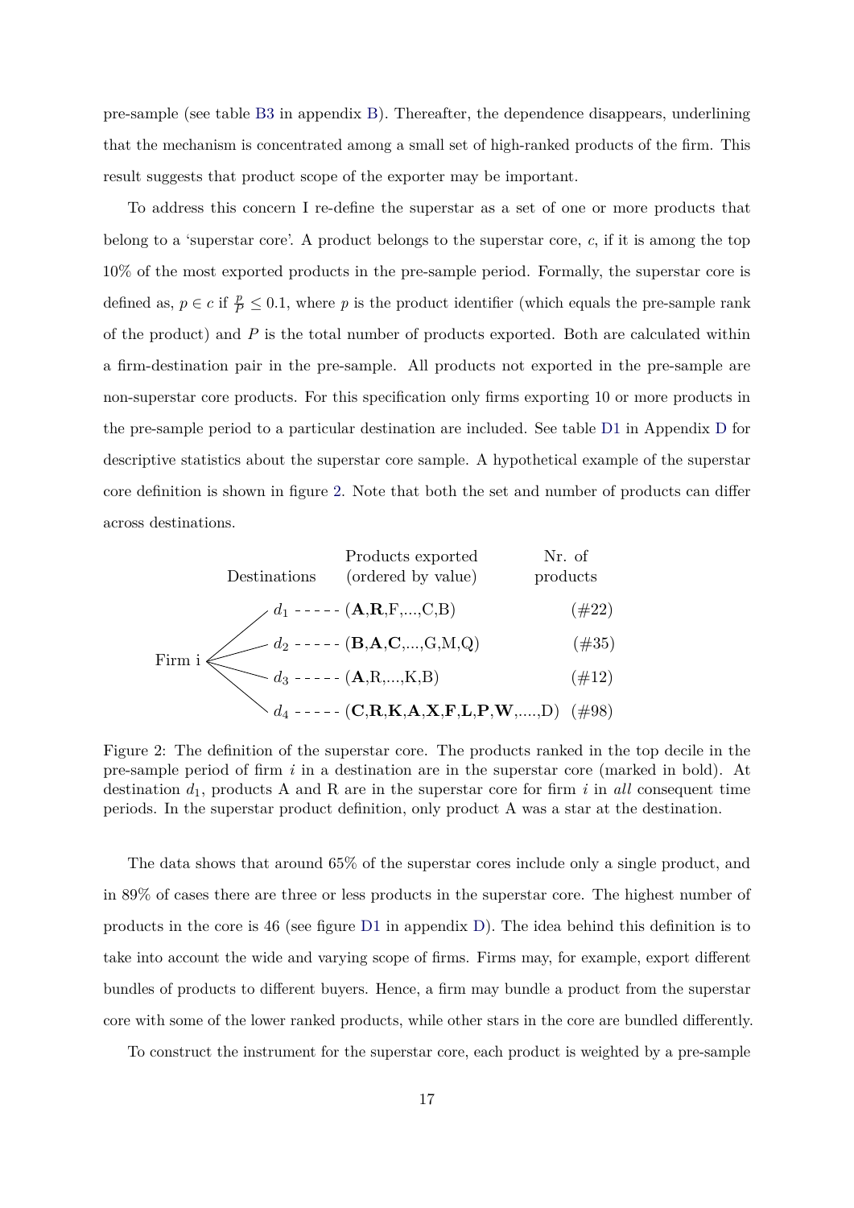pre-sample (see table B3 in appendix B). Thereafter, the dependence disappears, underlining that the mechanism is concentrated among a small set of high-ranked products of the firm. This result suggests that product scope of the exporter may be important.

To address this concern I re-define the superstar as a set of one or more products that belong to a 'superstar core'. A product belongs to the superstar core, $c$, if it is among the top 10% of the most exported products in the pre-sample period. Formally, the superstar core is defined as, $p \in c$ if $\frac{p}{P} \leq 0.1$, where $p$ is the product identifier (which equals the pre-sample rank of the product) and $P$ is the total number of products exported. Both are calculated within a firm-destination pair in the pre-sample. All products not exported in the pre-sample are non-superstar core products. For this specification only firms exporting 10 or more products in the pre-sample period to a particular destination are included. See table D1 in Appendix D for descriptive statistics about the superstar core sample. A hypothetical example of the superstar core definition is shown in figure 2. Note that both the set and number of products can differ across destinations.

| | Destinations | Products exported (ordered by value) | Nr. of products |
|---|---|---|---|
| Firm i | $d_1$ | (**A**,**R**,F,...,C,B) | (#22) |
| | $d_2$ | (**B**,**A**,**C**,...,G,M,Q) | (#35) |
| | $d_3$ | (**A**,R,...,K,B) | (#12) |
| | $d_4$ | (**C**,**R**,**K**,**A**,**X**,**F**,**L**,**P**,**W**,....,D) | (#98) |

Figure 2: The definition of the superstar core. The products ranked in the top decile in the pre-sample period of firm $i$ in a destination are in the superstar core (marked in bold). At destination $d_1$, products A and R are in the superstar core for firm $i$ in *all* consequent time periods. In the superstar product definition, only product A was a star at the destination.

The data shows that around 65% of the superstar cores include only a single product, and in 89% of cases there are three or less products in the superstar core. The highest number of products in the core is 46 (see figure D1 in appendix D). The idea behind this definition is to take into account the wide and varying scope of firms. Firms may, for example, export different bundles of products to different buyers. Hence, a firm may bundle a product from the superstar core with some of the lower ranked products, while other stars in the core are bundled differently.

To construct the instrument for the superstar core, each product is weighted by a pre-sample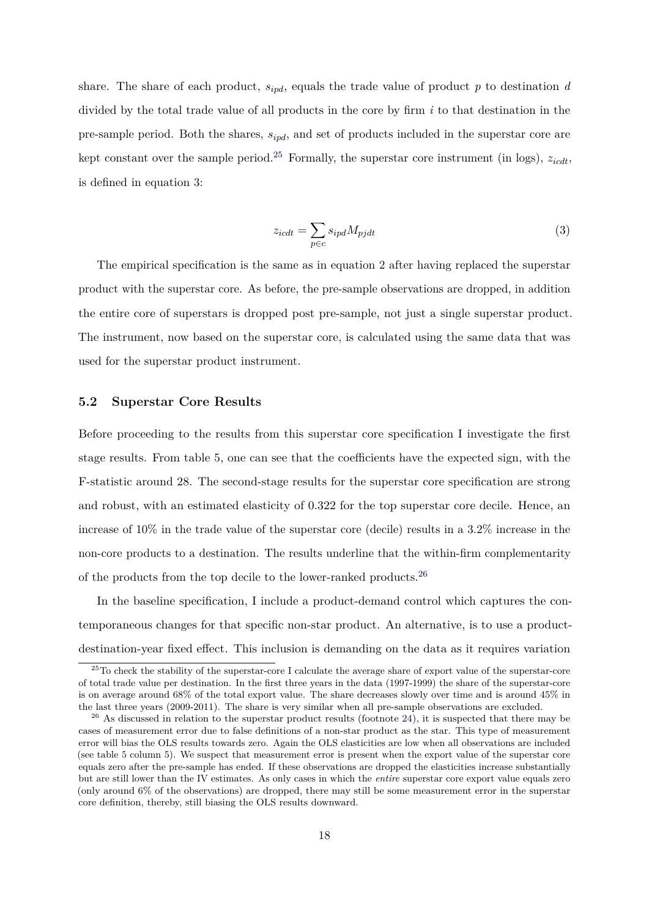share. The share of each product, $s_{ipd}$, equals the trade value of product $p$ to destination $d$ divided by the total trade value of all products in the core by firm $i$ to that destination in the pre-sample period. Both the shares, $s_{ipd}$, and set of products included in the superstar core are kept constant over the sample period.[25] Formally, the superstar core instrument (in logs), $z_{icdt}$, is defined in equation 3:

$$z_{icdt} = \sum_{p \in c} s_{ipd} M_{pjdt} \tag{3}$$

The empirical specification is the same as in equation 2 after having replaced the superstar product with the superstar core. As before, the pre-sample observations are dropped, in addition the entire core of superstars is dropped post pre-sample, not just a single superstar product. The instrument, now based on the superstar core, is calculated using the same data that was used for the superstar product instrument.

### 5.2 Superstar Core Results

Before proceeding to the results from this superstar core specification I investigate the first stage results. From table 5, one can see that the coefficients have the expected sign, with the F-statistic around 28. The second-stage results for the superstar core specification are strong and robust, with an estimated elasticity of 0.322 for the top superstar core decile. Hence, an increase of 10% in the trade value of the superstar core (decile) results in a 3.2% increase in the non-core products to a destination. The results underline that the within-firm complementarity of the products from the top decile to the lower-ranked products.[26]

In the baseline specification, I include a product-demand control which captures the contemporaneous changes for that specific non-star product. An alternative, is to use a product-destination-year fixed effect. This inclusion is demanding on the data as it requires variation

[25] To check the stability of the superstar-core I calculate the average share of export value of the superstar-core of total trade value per destination. In the first three years in the data (1997-1999) the share of the superstar-core is on average around 68% of the total export value. The share decreases slowly over time and is around 45% in the last three years (2009-2011). The share is very similar when all pre-sample observations are excluded.

[26] As discussed in relation to the superstar product results (footnote 24), it is suspected that there may be cases of measurement error due to false definitions of a non-star product as the star. This type of measurement error will bias the OLS results towards zero. Again the OLS elasticities are low when all observations are included (see table 5 column 5). We suspect that measurement error is present when the export value of the superstar core equals zero after the pre-sample has ended. If these observations are dropped the elasticities increase substantially but are still lower than the IV estimates. As only cases in which the *entire* superstar core export value equals zero (only around 6% of the observations) are dropped, there may still be some measurement error in the superstar core definition, thereby, still biasing the OLS results downward.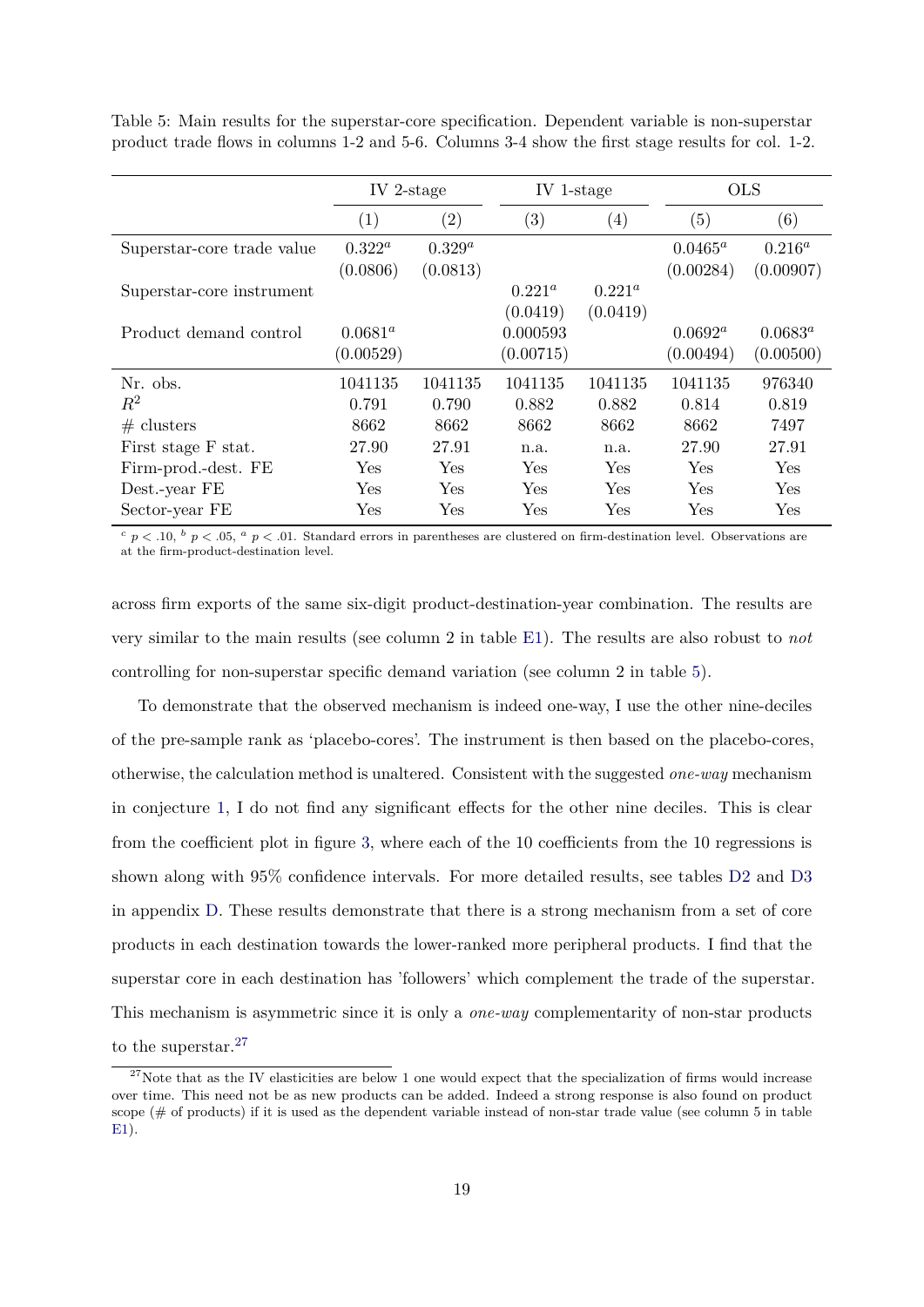Table 5: Main results for the superstar-core specification. Dependent variable is non-superstar product trade flows in columns 1-2 and 5-6. Columns 3-4 show the first stage results for col. 1-2.

| | IV 2-stage | | IV 1-stage | | OLS | |
|---|---|---|---|---|---|---|
| | (1) | (2) | (3) | (4) | (5) | (6) |
| Superstar-core trade value | $0.322^a$ | $0.329^a$ | | | $0.0465^a$ | $0.216^a$ |
| | (0.0806) | (0.0813) | | | (0.00284) | (0.00907) |
| Superstar-core instrument | | | $0.221^a$ | $0.221^a$ | | |
| | | | (0.0419) | (0.0419) | | |
| Product demand control | $0.0681^a$ | | 0.000593 | | $0.0692^a$ | $0.0683^a$ |
| | (0.00529) | | (0.00715) | | (0.00494) | (0.00500) |
| Nr. obs. | 1041135 | 1041135 | 1041135 | 1041135 | 1041135 | 976340 |
| $R^2$ | 0.791 | 0.790 | 0.882 | 0.882 | 0.814 | 0.819 |
| # clusters | 8662 | 8662 | 8662 | 8662 | 8662 | 7497 |
| First stage F stat. | 27.90 | 27.91 | n.a. | n.a. | 27.90 | 27.91 |
| Firm-prod.-dest. FE | Yes | Yes | Yes | Yes | Yes | Yes |
| Dest.-year FE | Yes | Yes | Yes | Yes | Yes | Yes |
| Sector-year FE | Yes | Yes | Yes | Yes | Yes | Yes |

$^c$ $p < .10$, $^b$ $p < .05$, $^a$ $p < .01$. Standard errors in parentheses are clustered on firm-destination level. Observations are at the firm-product-destination level.

across firm exports of the same six-digit product-destination-year combination. The results are very similar to the main results (see column 2 in table E1). The results are also robust to *not* controlling for non-superstar specific demand variation (see column 2 in table 5).

To demonstrate that the observed mechanism is indeed one-way, I use the other nine-deciles of the pre-sample rank as 'placebo-cores'. The instrument is then based on the placebo-cores, otherwise, the calculation method is unaltered. Consistent with the suggested *one-way* mechanism in conjecture 1, I do not find any significant effects for the other nine deciles. This is clear from the coefficient plot in figure 3, where each of the 10 coefficients from the 10 regressions is shown along with 95% confidence intervals. For more detailed results, see tables D2 and D3 in appendix D. These results demonstrate that there is a strong mechanism from a set of core products in each destination towards the lower-ranked more peripheral products. I find that the superstar core in each destination has 'followers' which complement the trade of the superstar. This mechanism is asymmetric since it is only a *one-way* complementarity of non-star products to the superstar.[27]

[27] Note that as the IV elasticities are below 1 one would expect that the specialization of firms would increase over time. This need not be as new products can be added. Indeed a strong response is also found on product scope (# of products) if it is used as the dependent variable instead of non-star trade value (see column 5 in table E1).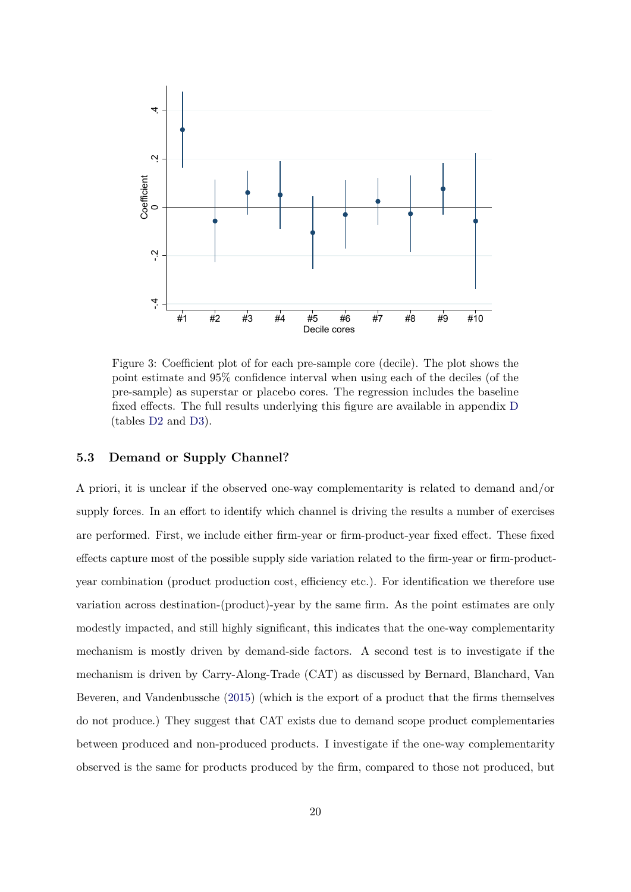Figure 3: Coefficient plot of for each pre-sample core (decile). The plot shows the point estimate and 95% confidence interval when using each of the deciles (of the pre-sample) as superstar or placebo cores. The regression includes the baseline fixed effects. The full results underlying this figure are available in appendix D (tables D2 and D3).

### 5.3 Demand or Supply Channel?

A priori, it is unclear if the observed one-way complementarity is related to demand and/or supply forces. In an effort to identify which channel is driving the results a number of exercises are performed. First, we include either firm-year or firm-product-year fixed effect. These fixed effects capture most of the possible supply side variation related to the firm-year or firm-product-year combination (product production cost, efficiency etc.). For identification we therefore use variation across destination-(product)-year by the same firm. As the point estimates are only modestly impacted, and still highly significant, this indicates that the one-way complementarity mechanism is mostly driven by demand-side factors. A second test is to investigate if the mechanism is driven by Carry-Along-Trade (CAT) as discussed by Bernard, Blanchard, Van Beveren, and Vandenbussche (2015) (which is the export of a product that the firms themselves do not produce.) They suggest that CAT exists due to demand scope product complementaries between produced and non-produced products. I investigate if the one-way complementarity observed is the same for products produced by the firm, compared to those not produced, but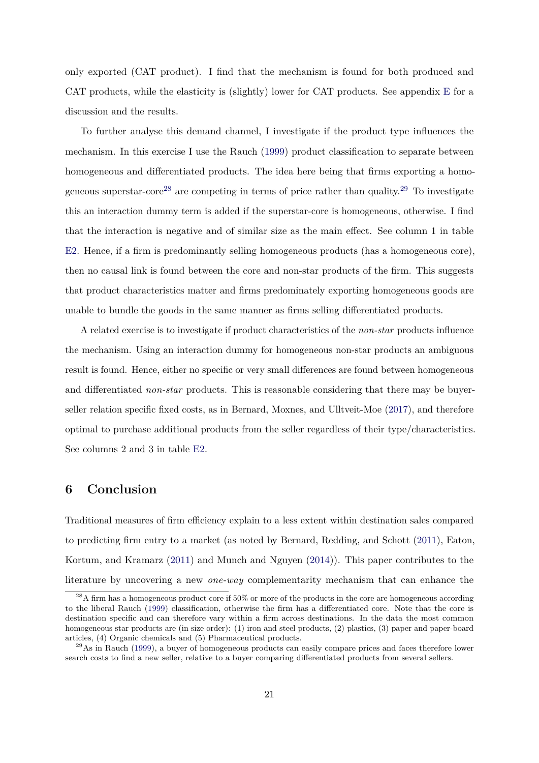only exported (CAT product). I find that the mechanism is found for both produced and CAT products, while the elasticity is (slightly) lower for CAT products. See appendix E for a discussion and the results.

To further analyse this demand channel, I investigate if the product type influences the mechanism. In this exercise I use the Rauch (1999) product classification to separate between homogeneous and differentiated products. The idea here being that firms exporting a homogeneous superstar-core[28] are competing in terms of price rather than quality.[29] To investigate this an interaction dummy term is added if the superstar-core is homogeneous, otherwise. I find that the interaction is negative and of similar size as the main effect. See column 1 in table E2. Hence, if a firm is predominantly selling homogeneous products (has a homogeneous core), then no causal link is found between the core and non-star products of the firm. This suggests that product characteristics matter and firms predominately exporting homogeneous goods are unable to bundle the goods in the same manner as firms selling differentiated products.

A related exercise is to investigate if product characteristics of the *non-star* products influence the mechanism. Using an interaction dummy for homogeneous non-star products an ambiguous result is found. Hence, either no specific or very small differences are found between homogeneous and differentiated *non-star* products. This is reasonable considering that there may be buyer-seller relation specific fixed costs, as in Bernard, Moxnes, and Ulltveit-Moe (2017), and therefore optimal to purchase additional products from the seller regardless of their type/characteristics. See columns 2 and 3 in table E2.

## 6 Conclusion

Traditional measures of firm efficiency explain to a less extent within destination sales compared to predicting firm entry to a market (as noted by Bernard, Redding, and Schott (2011), Eaton, Kortum, and Kramarz (2011) and Munch and Nguyen (2014)). This paper contributes to the literature by uncovering a new *one-way* complementarity mechanism that can enhance the

[28] A firm has a homogeneous product core if 50% or more of the products in the core are homogeneous according to the liberal Rauch (1999) classification, otherwise the firm has a differentiated core. Note that the core is destination specific and can therefore vary within a firm across destinations. In the data the most common homogeneous star products are (in size order): (1) iron and steel products, (2) plastics, (3) paper and paper-board articles, (4) Organic chemicals and (5) Pharmaceutical products.

[29] As in Rauch (1999), a buyer of homogeneous products can easily compare prices and faces therefore lower search costs to find a new seller, relative to a buyer comparing differentiated products from several sellers.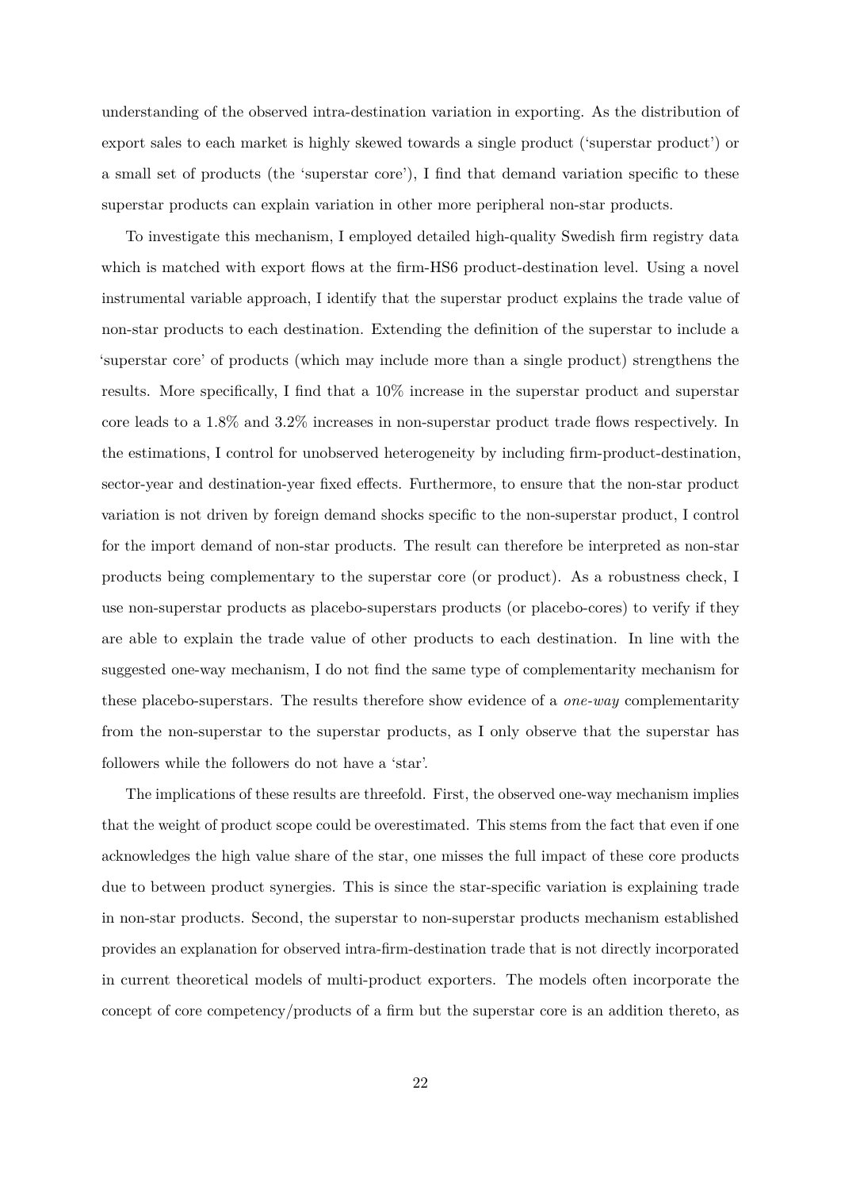understanding of the observed intra-destination variation in exporting. As the distribution of export sales to each market is highly skewed towards a single product ('superstar product') or a small set of products (the 'superstar core'), I find that demand variation specific to these superstar products can explain variation in other more peripheral non-star products.

To investigate this mechanism, I employed detailed high-quality Swedish firm registry data which is matched with export flows at the firm-HS6 product-destination level. Using a novel instrumental variable approach, I identify that the superstar product explains the trade value of non-star products to each destination. Extending the definition of the superstar to include a 'superstar core' of products (which may include more than a single product) strengthens the results. More specifically, I find that a 10% increase in the superstar product and superstar core leads to a 1.8% and 3.2% increases in non-superstar product trade flows respectively. In the estimations, I control for unobserved heterogeneity by including firm-product-destination, sector-year and destination-year fixed effects. Furthermore, to ensure that the non-star product variation is not driven by foreign demand shocks specific to the non-superstar product, I control for the import demand of non-star products. The result can therefore be interpreted as non-star products being complementary to the superstar core (or product). As a robustness check, I use non-superstar products as placebo-superstars products (or placebo-cores) to verify if they are able to explain the trade value of other products to each destination. In line with the suggested one-way mechanism, I do not find the same type of complementarity mechanism for these placebo-superstars. The results therefore show evidence of a *one-way* complementarity from the non-superstar to the superstar products, as I only observe that the superstar has followers while the followers do not have a 'star'.

The implications of these results are threefold. First, the observed one-way mechanism implies that the weight of product scope could be overestimated. This stems from the fact that even if one acknowledges the high value share of the star, one misses the full impact of these core products due to between product synergies. This is since the star-specific variation is explaining trade in non-star products. Second, the superstar to non-superstar products mechanism established provides an explanation for observed intra-firm-destination trade that is not directly incorporated in current theoretical models of multi-product exporters. The models often incorporate the concept of core competency/products of a firm but the superstar core is an addition thereto, as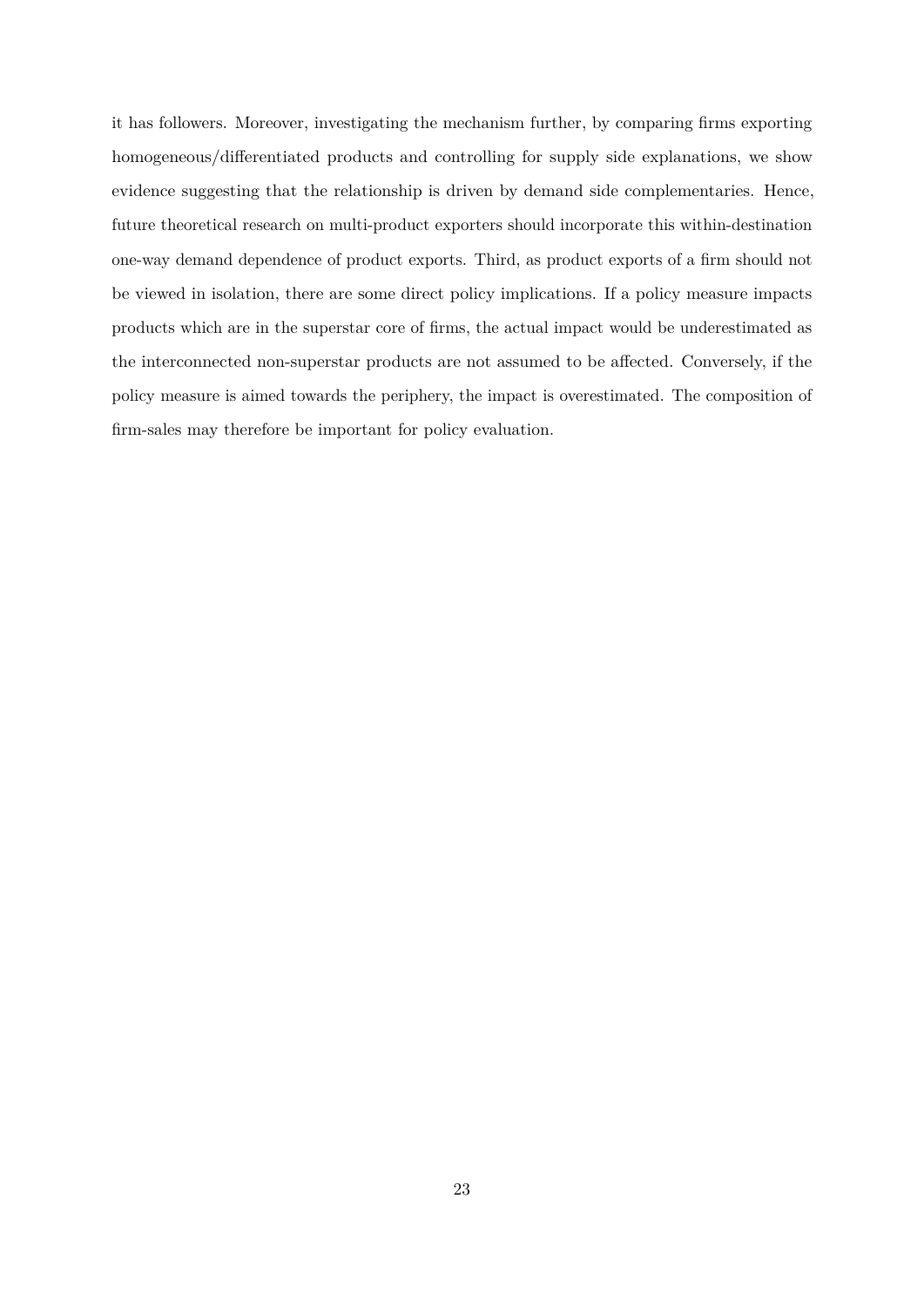it has followers. Moreover, investigating the mechanism further, by comparing firms exporting homogeneous/differentiated products and controlling for supply side explanations, we show evidence suggesting that the relationship is driven by demand side complementaries. Hence, future theoretical research on multi-product exporters should incorporate this within-destination one-way demand dependence of product exports. Third, as product exports of a firm should not be viewed in isolation, there are some direct policy implications. If a policy measure impacts products which are in the superstar core of firms, the actual impact would be underestimated as the interconnected non-superstar products are not assumed to be affected. Conversely, if the policy measure is aimed towards the periphery, the impact is overestimated. The composition of firm-sales may therefore be important for policy evaluation.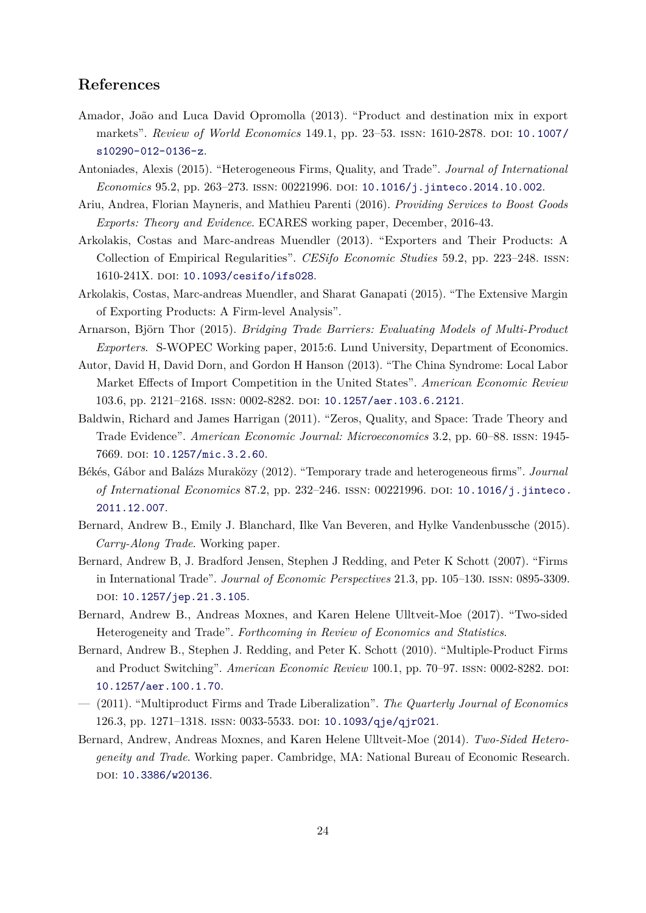## References

Amador, João and Luca David Opromolla (2013). "Product and destination mix in export markets". *Review of World Economics* 149.1, pp. 23–53. ISSN: 1610-2878. DOI: 10.1007/s10290-012-0136-z.

Antoniades, Alexis (2015). "Heterogeneous Firms, Quality, and Trade". *Journal of International Economics* 95.2, pp. 263–273. ISSN: 00221996. DOI: 10.1016/j.jinteco.2014.10.002.

Ariu, Andrea, Florian Mayneris, and Mathieu Parenti (2016). *Providing Services to Boost Goods Exports: Theory and Evidence*. ECARES working paper, December, 2016-43.

Arkolakis, Costas and Marc-andreas Muendler (2013). "Exporters and Their Products: A Collection of Empirical Regularities". *CESifo Economic Studies* 59.2, pp. 223–248. ISSN: 1610-241X. DOI: 10.1093/cesifo/ifs028.

Arkolakis, Costas, Marc-andreas Muendler, and Sharat Ganapati (2015). "The Extensive Margin of Exporting Products: A Firm-level Analysis".

Arnarson, Björn Thor (2015). *Bridging Trade Barriers: Evaluating Models of Multi-Product Exporters*. S-WOPEC Working paper, 2015:6. Lund University, Department of Economics.

Autor, David H, David Dorn, and Gordon H Hanson (2013). "The China Syndrome: Local Labor Market Effects of Import Competition in the United States". *American Economic Review* 103.6, pp. 2121–2168. ISSN: 0002-8282. DOI: 10.1257/aer.103.6.2121.

Baldwin, Richard and James Harrigan (2011). "Zeros, Quality, and Space: Trade Theory and Trade Evidence". *American Economic Journal: Microeconomics* 3.2, pp. 60–88. ISSN: 1945-7669. DOI: 10.1257/mic.3.2.60.

Békés, Gábor and Balázs Muraközy (2012). "Temporary trade and heterogeneous firms". *Journal of International Economics* 87.2, pp. 232–246. ISSN: 00221996. DOI: 10.1016/j.jinteco.2011.12.007.

Bernard, Andrew B., Emily J. Blanchard, Ilke Van Beveren, and Hylke Vandenbussche (2015). *Carry-Along Trade*. Working paper.

Bernard, Andrew B, J. Bradford Jensen, Stephen J Redding, and Peter K Schott (2007). "Firms in International Trade". *Journal of Economic Perspectives* 21.3, pp. 105–130. ISSN: 0895-3309. DOI: 10.1257/jep.21.3.105.

Bernard, Andrew B., Andreas Moxnes, and Karen Helene Ulltveit-Moe (2017). "Two-sided Heterogeneity and Trade". *Forthcoming in Review of Economics and Statistics*.

Bernard, Andrew B., Stephen J. Redding, and Peter K. Schott (2010). "Multiple-Product Firms and Product Switching". *American Economic Review* 100.1, pp. 70–97. ISSN: 0002-8282. DOI: 10.1257/aer.100.1.70.

— (2011). "Multiproduct Firms and Trade Liberalization". *The Quarterly Journal of Economics* 126.3, pp. 1271–1318. ISSN: 0033-5533. DOI: 10.1093/qje/qjr021.

Bernard, Andrew, Andreas Moxnes, and Karen Helene Ulltveit-Moe (2014). *Two-Sided Heterogeneity and Trade*. Working paper. Cambridge, MA: National Bureau of Economic Research. DOI: 10.3386/w20136.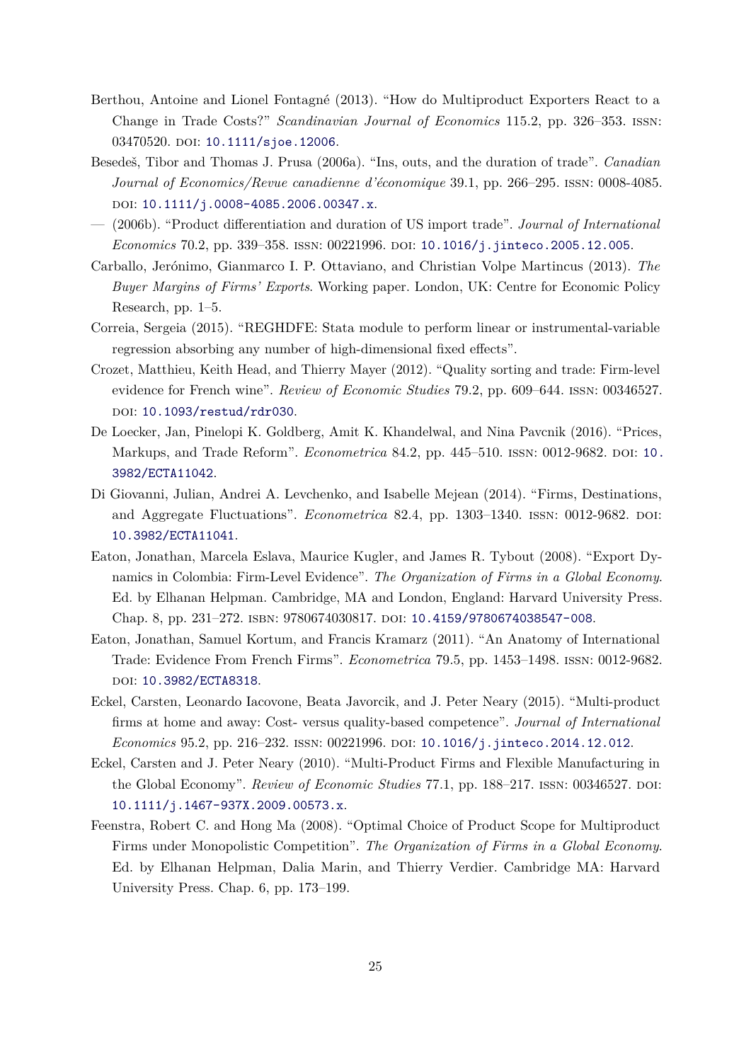Berthou, Antoine and Lionel Fontagné (2013). "How do Multiproduct Exporters React to a Change in Trade Costs?" *Scandinavian Journal of Economics* 115.2, pp. 326–353. ISSN: 03470520. DOI: 10.1111/sjoe.12006.

Besedeš, Tibor and Thomas J. Prusa (2006a). "Ins, outs, and the duration of trade". *Canadian Journal of Economics/Revue canadienne d'économique* 39.1, pp. 266–295. ISSN: 0008-4085. DOI: 10.1111/j.0008-4085.2006.00347.x.

— (2006b). "Product differentiation and duration of US import trade". *Journal of International Economics* 70.2, pp. 339–358. ISSN: 00221996. DOI: 10.1016/j.jinteco.2005.12.005.

Carballo, Jerónimo, Gianmarco I. P. Ottaviano, and Christian Volpe Martincus (2013). *The Buyer Margins of Firms' Exports*. Working paper. London, UK: Centre for Economic Policy Research, pp. 1–5.

Correia, Sergeia (2015). "REGHDFE: Stata module to perform linear or instrumental-variable regression absorbing any number of high-dimensional fixed effects".

Crozet, Matthieu, Keith Head, and Thierry Mayer (2012). "Quality sorting and trade: Firm-level evidence for French wine". *Review of Economic Studies* 79.2, pp. 609–644. ISSN: 00346527. DOI: 10.1093/restud/rdr030.

De Loecker, Jan, Pinelopi K. Goldberg, Amit K. Khandelwal, and Nina Pavcnik (2016). "Prices, Markups, and Trade Reform". *Econometrica* 84.2, pp. 445–510. ISSN: 0012-9682. DOI: 10.3982/ECTA11042.

Di Giovanni, Julian, Andrei A. Levchenko, and Isabelle Mejean (2014). "Firms, Destinations, and Aggregate Fluctuations". *Econometrica* 82.4, pp. 1303–1340. ISSN: 0012-9682. DOI: 10.3982/ECTA11041.

Eaton, Jonathan, Marcela Eslava, Maurice Kugler, and James R. Tybout (2008). "Export Dynamics in Colombia: Firm-Level Evidence". *The Organization of Firms in a Global Economy*. Ed. by Elhanan Helpman. Cambridge, MA and London, England: Harvard University Press. Chap. 8, pp. 231–272. ISBN: 9780674030817. DOI: 10.4159/9780674038547-008.

Eaton, Jonathan, Samuel Kortum, and Francis Kramarz (2011). "An Anatomy of International Trade: Evidence From French Firms". *Econometrica* 79.5, pp. 1453–1498. ISSN: 0012-9682. DOI: 10.3982/ECTA8318.

Eckel, Carsten, Leonardo Iacovone, Beata Javorcik, and J. Peter Neary (2015). "Multi-product firms at home and away: Cost- versus quality-based competence". *Journal of International Economics* 95.2, pp. 216–232. ISSN: 00221996. DOI: 10.1016/j.jinteco.2014.12.012.

Eckel, Carsten and J. Peter Neary (2010). "Multi-Product Firms and Flexible Manufacturing in the Global Economy". *Review of Economic Studies* 77.1, pp. 188–217. ISSN: 00346527. DOI: 10.1111/j.1467-937X.2009.00573.x.

Feenstra, Robert C. and Hong Ma (2008). "Optimal Choice of Product Scope for Multiproduct Firms under Monopolistic Competition". *The Organization of Firms in a Global Economy*. Ed. by Elhanan Helpman, Dalia Marin, and Thierry Verdier. Cambridge MA: Harvard University Press. Chap. 6, pp. 173–199.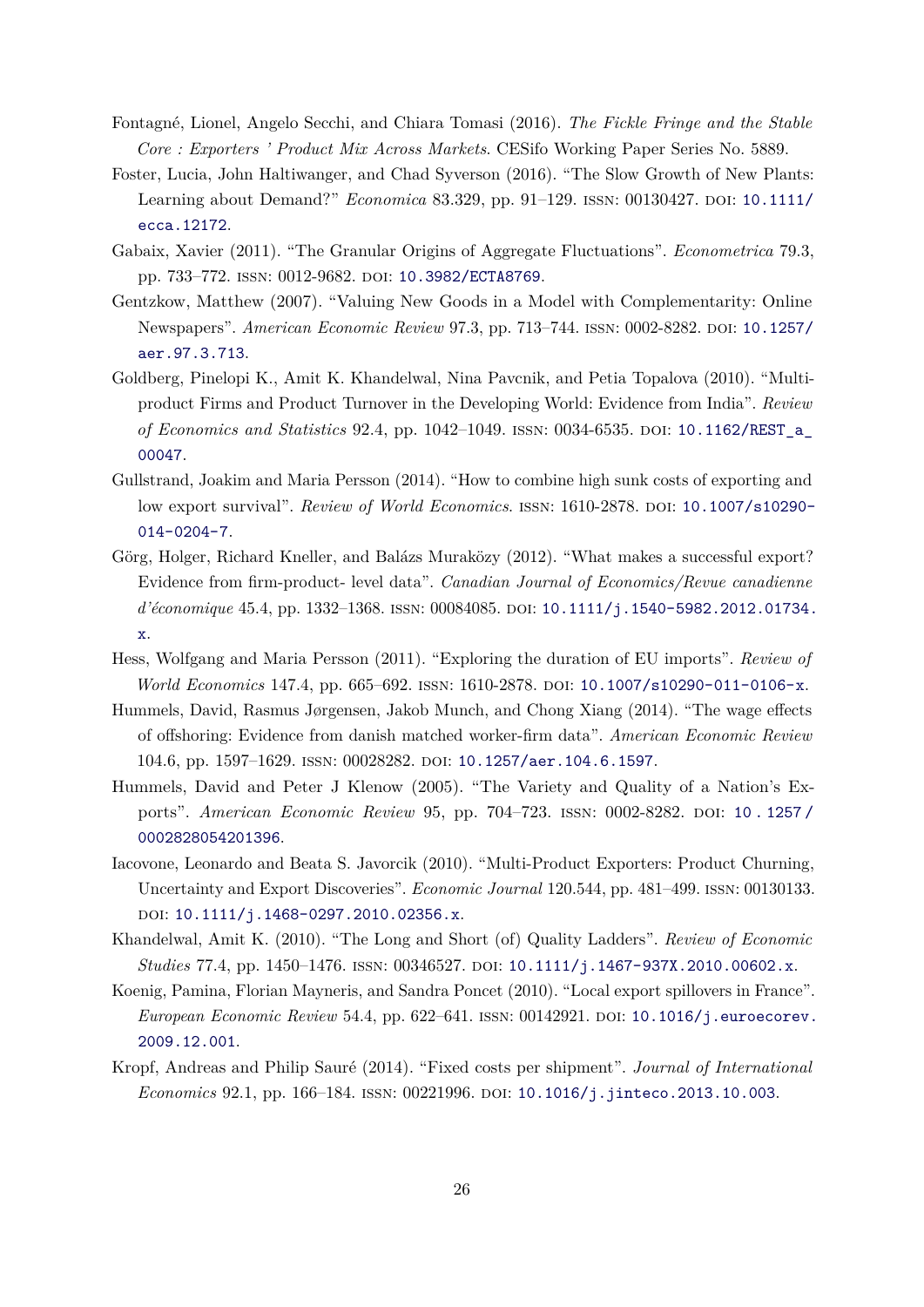Fontagné, Lionel, Angelo Secchi, and Chiara Tomasi (2016). *The Fickle Fringe and the Stable Core : Exporters ' Product Mix Across Markets*. CESifo Working Paper Series No. 5889.

Foster, Lucia, John Haltiwanger, and Chad Syverson (2016). "The Slow Growth of New Plants: Learning about Demand?" *Economica* 83.329, pp. 91–129. ISSN: 00130427. DOI: 10.1111/ecca.12172.

Gabaix, Xavier (2011). "The Granular Origins of Aggregate Fluctuations". *Econometrica* 79.3, pp. 733–772. ISSN: 0012-9682. DOI: 10.3982/ECTA8769.

Gentzkow, Matthew (2007). "Valuing New Goods in a Model with Complementarity: Online Newspapers". *American Economic Review* 97.3, pp. 713–744. ISSN: 0002-8282. DOI: 10.1257/aer.97.3.713.

Goldberg, Pinelopi K., Amit K. Khandelwal, Nina Pavcnik, and Petia Topalova (2010). "Multiproduct Firms and Product Turnover in the Developing World: Evidence from India". *Review of Economics and Statistics* 92.4, pp. 1042–1049. ISSN: 0034-6535. DOI: 10.1162/REST_a_00047.

Gullstrand, Joakim and Maria Persson (2014). "How to combine high sunk costs of exporting and low export survival". *Review of World Economics*. ISSN: 1610-2878. DOI: 10.1007/s10290-014-0204-7.

Görg, Holger, Richard Kneller, and Balázs Muraközy (2012). "What makes a successful export? Evidence from firm-product- level data". *Canadian Journal of Economics/Revue canadienne d'économique* 45.4, pp. 1332–1368. ISSN: 00084085. DOI: 10.1111/j.1540-5982.2012.01734.x.

Hess, Wolfgang and Maria Persson (2011). "Exploring the duration of EU imports". *Review of World Economics* 147.4, pp. 665–692. ISSN: 1610-2878. DOI: 10.1007/s10290-011-0106-x.

Hummels, David, Rasmus Jørgensen, Jakob Munch, and Chong Xiang (2014). "The wage effects of offshoring: Evidence from danish matched worker-firm data". *American Economic Review* 104.6, pp. 1597–1629. ISSN: 00028282. DOI: 10.1257/aer.104.6.1597.

Hummels, David and Peter J Klenow (2005). "The Variety and Quality of a Nation's Exports". *American Economic Review* 95, pp. 704–723. ISSN: 0002-8282. DOI: 10.1257/0002828054201396.

Iacovone, Leonardo and Beata S. Javorcik (2010). "Multi-Product Exporters: Product Churning, Uncertainty and Export Discoveries". *Economic Journal* 120.544, pp. 481–499. ISSN: 00130133. DOI: 10.1111/j.1468-0297.2010.02356.x.

Khandelwal, Amit K. (2010). "The Long and Short (of) Quality Ladders". *Review of Economic Studies* 77.4, pp. 1450–1476. ISSN: 00346527. DOI: 10.1111/j.1467-937X.2010.00602.x.

Koenig, Pamina, Florian Mayneris, and Sandra Poncet (2010). "Local export spillovers in France". *European Economic Review* 54.4, pp. 622–641. ISSN: 00142921. DOI: 10.1016/j.euroecorev.2009.12.001.

Kropf, Andreas and Philip Sauré (2014). "Fixed costs per shipment". *Journal of International Economics* 92.1, pp. 166–184. ISSN: 00221996. DOI: 10.1016/j.jinteco.2013.10.003.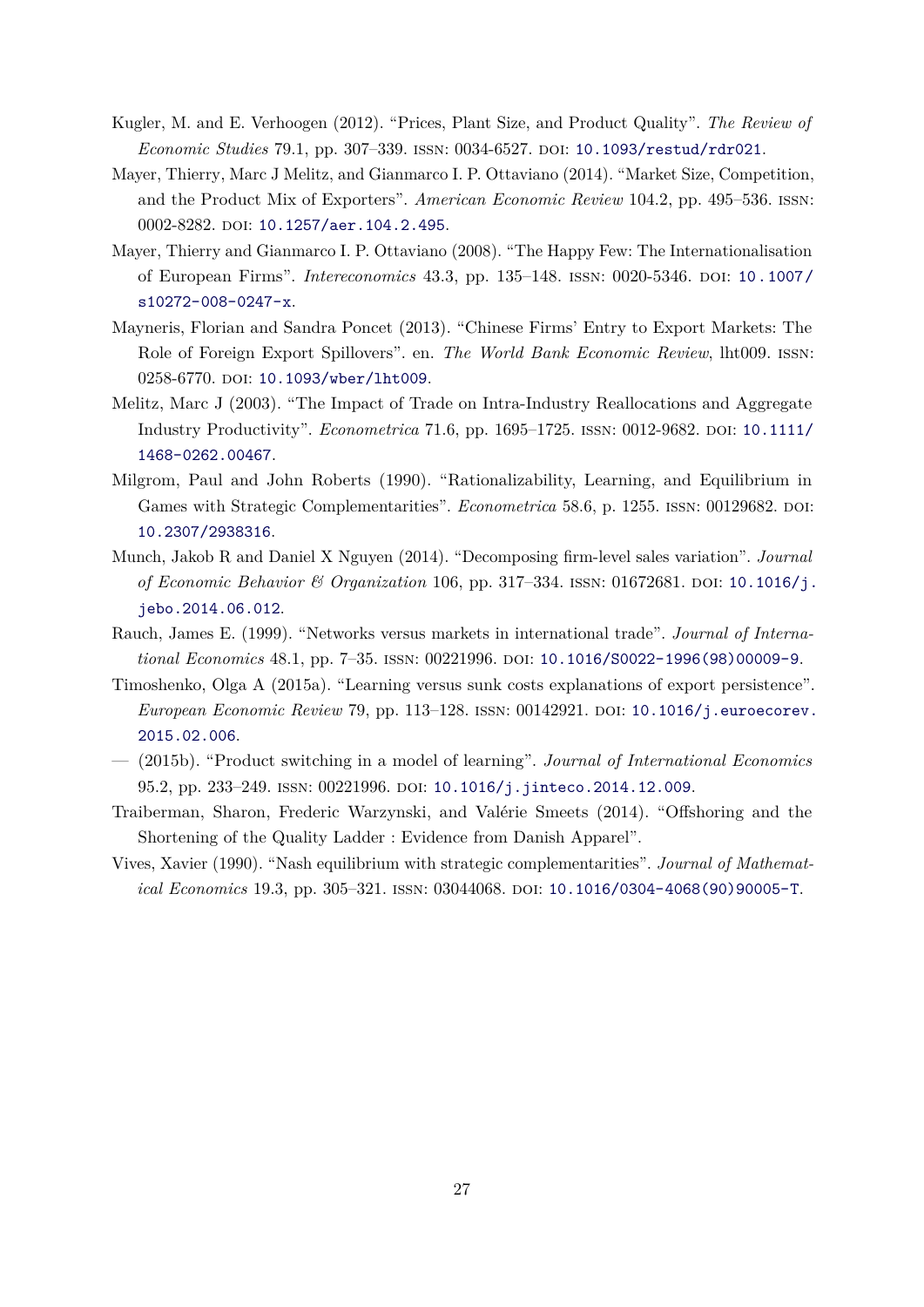Kugler, M. and E. Verhoogen (2012). "Prices, Plant Size, and Product Quality". *The Review of Economic Studies* 79.1, pp. 307–339. ISSN: 0034-6527. DOI: 10.1093/restud/rdr021.

Mayer, Thierry, Marc J Melitz, and Gianmarco I. P. Ottaviano (2014). "Market Size, Competition, and the Product Mix of Exporters". *American Economic Review* 104.2, pp. 495–536. ISSN: 0002-8282. DOI: 10.1257/aer.104.2.495.

Mayer, Thierry and Gianmarco I. P. Ottaviano (2008). "The Happy Few: The Internationalisation of European Firms". *Intereconomics* 43.3, pp. 135–148. ISSN: 0020-5346. DOI: 10.1007/s10272-008-0247-x.

Mayneris, Florian and Sandra Poncet (2013). "Chinese Firms' Entry to Export Markets: The Role of Foreign Export Spillovers". en. *The World Bank Economic Review*, lht009. ISSN: 0258-6770. DOI: 10.1093/wber/lht009.

Melitz, Marc J (2003). "The Impact of Trade on Intra-Industry Reallocations and Aggregate Industry Productivity". *Econometrica* 71.6, pp. 1695–1725. ISSN: 0012-9682. DOI: 10.1111/1468-0262.00467.

Milgrom, Paul and John Roberts (1990). "Rationalizability, Learning, and Equilibrium in Games with Strategic Complementarities". *Econometrica* 58.6, p. 1255. ISSN: 00129682. DOI: 10.2307/2938316.

Munch, Jakob R and Daniel X Nguyen (2014). "Decomposing firm-level sales variation". *Journal of Economic Behavior & Organization* 106, pp. 317–334. ISSN: 01672681. DOI: 10.1016/j.jebo.2014.06.012.

Rauch, James E. (1999). "Networks versus markets in international trade". *Journal of International Economics* 48.1, pp. 7–35. ISSN: 00221996. DOI: 10.1016/S0022-1996(98)00009-9.

Timoshenko, Olga A (2015a). "Learning versus sunk costs explanations of export persistence". *European Economic Review* 79, pp. 113–128. ISSN: 00142921. DOI: 10.1016/j.euroecorev.2015.02.006.

— (2015b). "Product switching in a model of learning". *Journal of International Economics* 95.2, pp. 233–249. ISSN: 00221996. DOI: 10.1016/j.jinteco.2014.12.009.

Traiberman, Sharon, Frederic Warzynski, and Valérie Smeets (2014). "Offshoring and the Shortening of the Quality Ladder : Evidence from Danish Apparel".

Vives, Xavier (1990). "Nash equilibrium with strategic complementarities". *Journal of Mathematical Economics* 19.3, pp. 305–321. ISSN: 03044068. DOI: 10.1016/0304-4068(90)90005-T.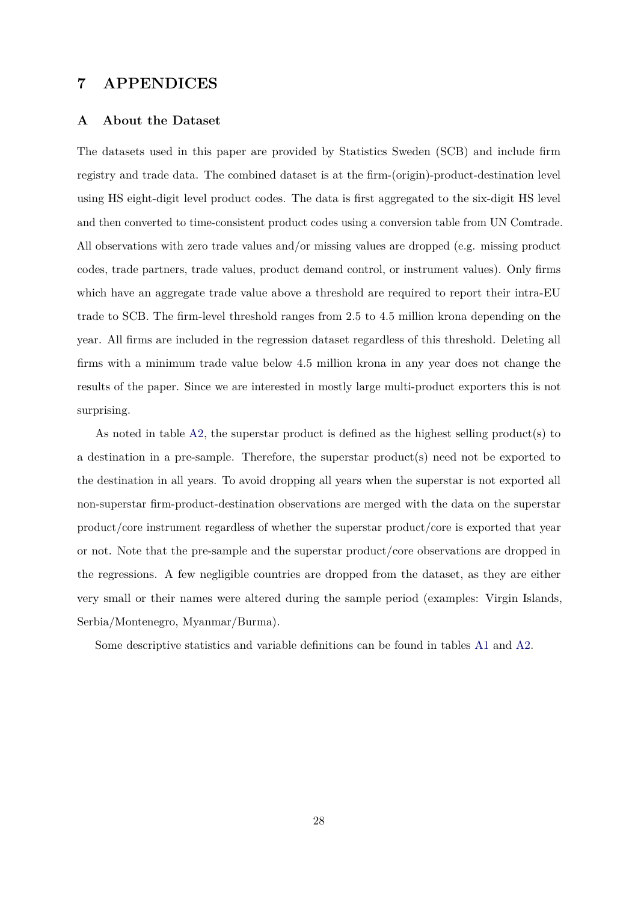# 7 APPENDICES

## A About the Dataset

The datasets used in this paper are provided by Statistics Sweden (SCB) and include firm registry and trade data. The combined dataset is at the firm-(origin)-product-destination level using HS eight-digit level product codes. The data is first aggregated to the six-digit HS level and then converted to time-consistent product codes using a conversion table from UN Comtrade. All observations with zero trade values and/or missing values are dropped (e.g. missing product codes, trade partners, trade values, product demand control, or instrument values). Only firms which have an aggregate trade value above a threshold are required to report their intra-EU trade to SCB. The firm-level threshold ranges from 2.5 to 4.5 million krona depending on the year. All firms are included in the regression dataset regardless of this threshold. Deleting all firms with a minimum trade value below 4.5 million krona in any year does not change the results of the paper. Since we are interested in mostly large multi-product exporters this is not surprising.

As noted in table A2, the superstar product is defined as the highest selling product(s) to a destination in a pre-sample. Therefore, the superstar product(s) need not be exported to the destination in all years. To avoid dropping all years when the superstar is not exported all non-superstar firm-product-destination observations are merged with the data on the superstar product/core instrument regardless of whether the superstar product/core is exported that year or not. Note that the pre-sample and the superstar product/core observations are dropped in the regressions. A few negligible countries are dropped from the dataset, as they are either very small or their names were altered during the sample period (examples: Virgin Islands, Serbia/Montenegro, Myanmar/Burma).

Some descriptive statistics and variable definitions can be found in tables A1 and A2.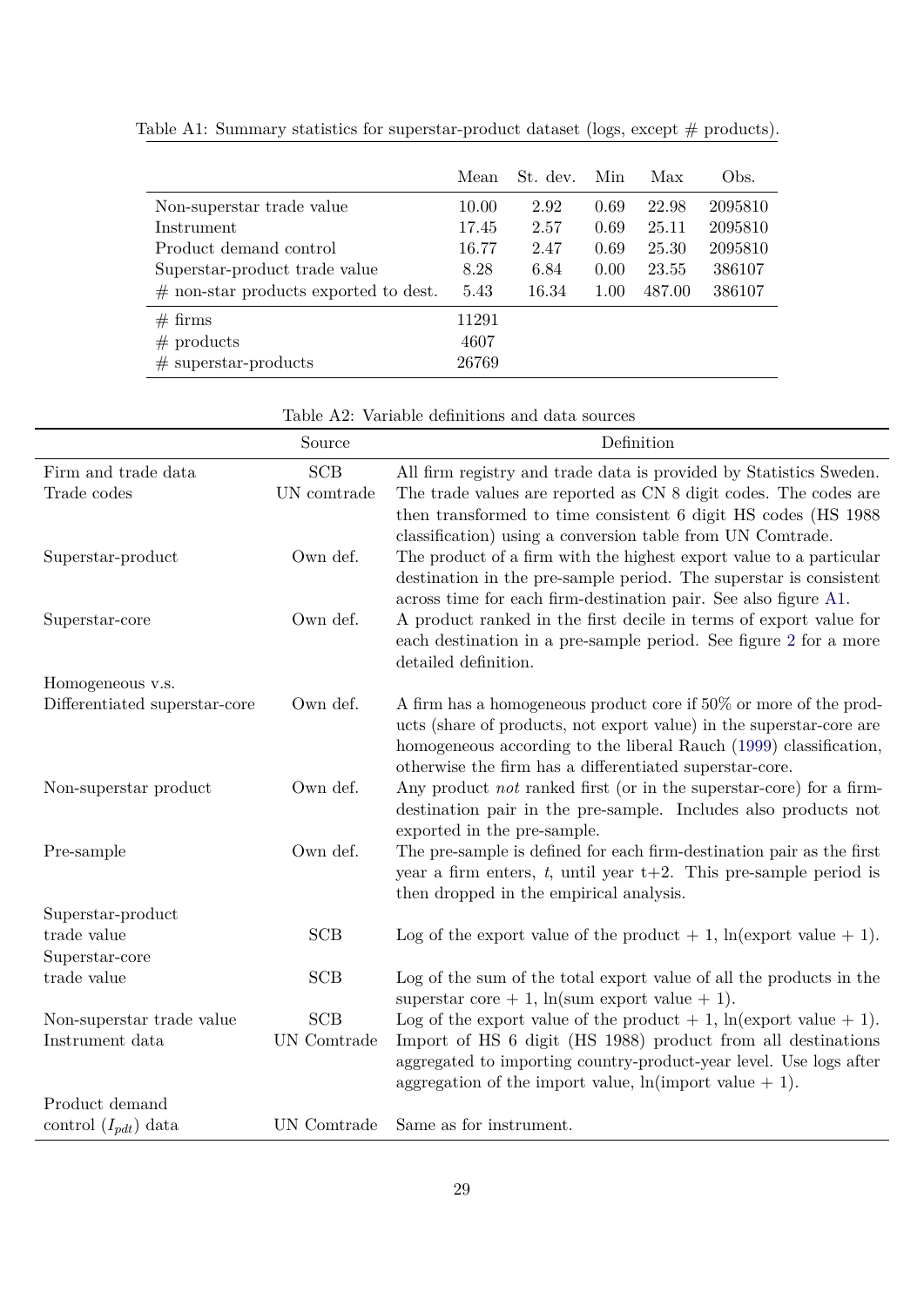Table A1: Summary statistics for superstar-product dataset (logs, except # products).

| | Mean | St. dev. | Min | Max | Obs. |
|---|---|---|---|---|---|
| Non-superstar trade value | 10.00 | 2.92 | 0.69 | 22.98 | 2095810 |
| Instrument | 17.45 | 2.57 | 0.69 | 25.11 | 2095810 |
| Product demand control | 16.77 | 2.47 | 0.69 | 25.30 | 2095810 |
| Superstar-product trade value | 8.28 | 6.84 | 0.00 | 23.55 | 386107 |
| # non-star products exported to dest. | 5.43 | 16.34 | 1.00 | 487.00 | 386107 |
| # firms | 11291 | | | | |
| # products | 4607 | | | | |
| # superstar-products | 26769 | | | | |

Table A2: Variable definitions and data sources

| | Source | Definition |
|---|---|---|
| Firm and trade data | SCB | All firm registry and trade data is provided by Statistics Sweden. |
| Trade codes | UN comtrade | The trade values are reported as CN 8 digit codes. The codes are then transformed to time consistent 6 digit HS codes (HS 1988 classification) using a conversion table from UN Comtrade. |
| Superstar-product | Own def. | The product of a firm with the highest export value to a particular destination in the pre-sample period. The superstar is consistent across time for each firm-destination pair. See also figure A1. |
| Superstar-core | Own def. | A product ranked in the first decile in terms of export value for each destination in a pre-sample period. See figure 2 for a more detailed definition. |
| Homogeneous v.s. Differentiated superstar-core | Own def. | A firm has a homogeneous product core if 50% or more of the products (share of products, not export value) in the superstar-core are homogeneous according to the liberal Rauch (1999) classification, otherwise the firm has a differentiated superstar-core. |
| Non-superstar product | Own def. | Any product *not* ranked first (or in the superstar-core) for a firm-destination pair in the pre-sample. Includes also products not exported in the pre-sample. |
| Pre-sample | Own def. | The pre-sample is defined for each firm-destination pair as the first year a firm enters, $t$, until year t+2. This pre-sample period is then dropped in the empirical analysis. |
| Superstar-product trade value | SCB | Log of the export value of the product + 1, ln(export value + 1). |
| Superstar-core trade value | SCB | Log of the sum of the total export value of all the products in the superstar core + 1, ln(sum export value + 1). |
| Non-superstar trade value | SCB | Log of the export value of the product + 1, ln(export value + 1). |
| Instrument data | UN Comtrade | Import of HS 6 digit (HS 1988) product from all destinations aggregated to importing country-product-year level. Use logs after aggregation of the import value, ln(import value + 1). |
| Product demand control ($I_{pdt}$) data | UN Comtrade | Same as for instrument. |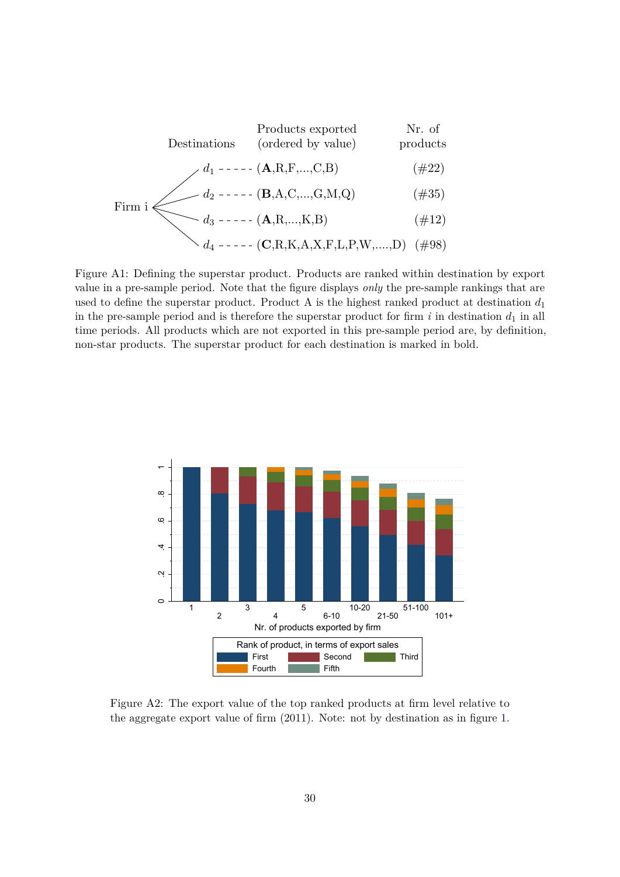| | Destinations | Products exported (ordered by value) | Nr. of products |
|---|---|---|---|
| Firm i | $d_1$ | (**A**,R,F,...,C,B) | (#22) |
| | $d_2$ | (**B**,A,C,...,G,M,Q) | (#35) |
| | $d_3$ | (**A**,R,...,K,B) | (#12) |
| | $d_4$ | (**C**,R,K,A,X,F,L,P,W,....,D) | (#98) |

Figure A1: Defining the superstar product. Products are ranked within destination by export value in a pre-sample period. Note that the figure displays *only* the pre-sample rankings that are used to define the superstar product. Product A is the highest ranked product at destination $d_1$ in the pre-sample period and is therefore the superstar product for firm $i$ in destination $d_1$ in all time periods. All products which are not exported in this pre-sample period are, by definition, non-star products. The superstar product for each destination is marked in bold.

Figure A2: The export value of the top ranked products at firm level relative to the aggregate export value of firm (2011). Note: not by destination as in figure 1.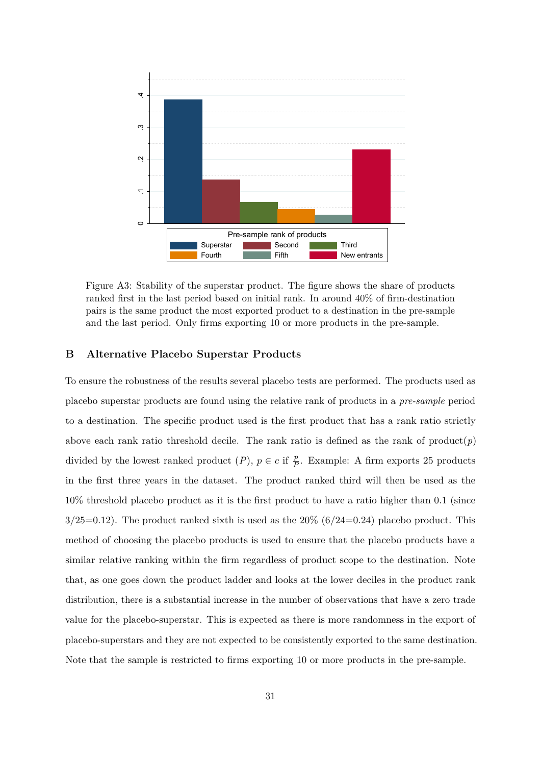Figure A3: Stability of the superstar product. The figure shows the share of products ranked first in the last period based on initial rank. In around 40% of firm-destination pairs is the same product the most exported product to a destination in the pre-sample and the last period. Only firms exporting 10 or more products in the pre-sample.

## B Alternative Placebo Superstar Products

To ensure the robustness of the results several placebo tests are performed. The products used as placebo superstar products are found using the relative rank of products in a *pre-sample* period to a destination. The specific product used is the first product that has a rank ratio strictly above each rank ratio threshold decile. The rank ratio is defined as the rank of product($p$) divided by the lowest ranked product ($P$), $p \in c$ if $\frac{p}{P}$. Example: A firm exports 25 products in the first three years in the dataset. The product ranked third will then be used as the 10% threshold placebo product as it is the first product to have a ratio higher than 0.1 (since 3/25=0.12). The product ranked sixth is used as the 20% (6/24=0.24) placebo product. This method of choosing the placebo products is used to ensure that the placebo products have a similar relative ranking within the firm regardless of product scope to the destination. Note that, as one goes down the product ladder and looks at the lower deciles in the product rank distribution, there is a substantial increase in the number of observations that have a zero trade value for the placebo-superstar. This is expected as there is more randomness in the export of placebo-superstars and they are not expected to be consistently exported to the same destination. Note that the sample is restricted to firms exporting 10 or more products in the pre-sample.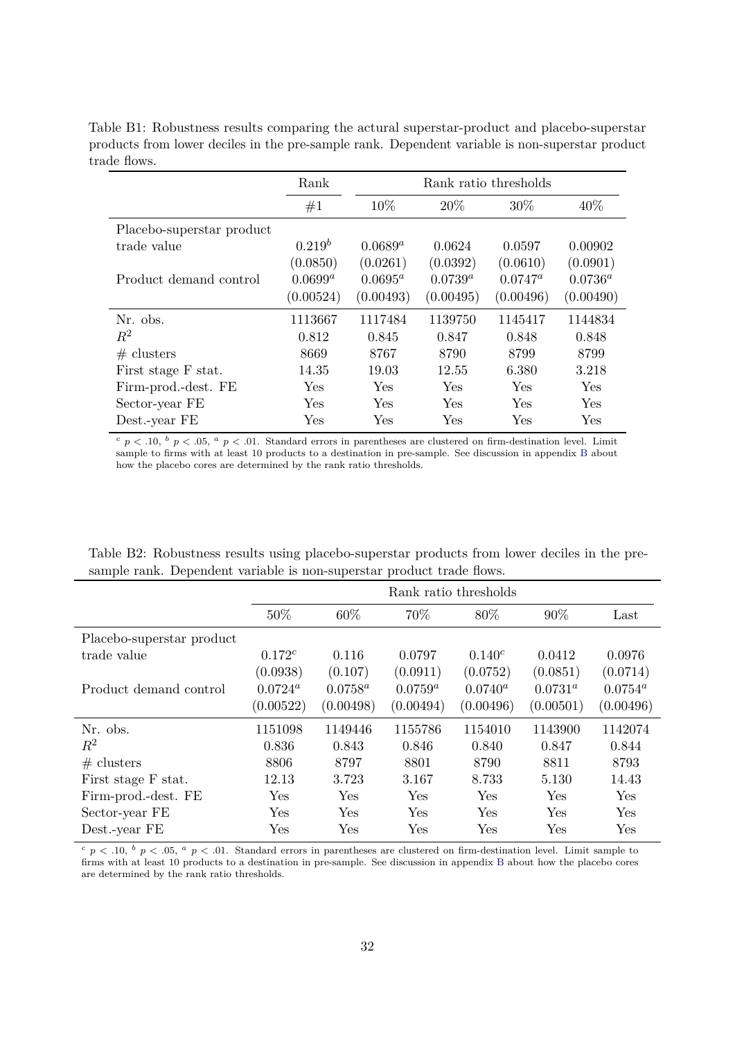Table B1: Robustness results comparing the actural superstar-product and placebo-superstar products from lower deciles in the pre-sample rank. Dependent variable is non-superstar product trade flows.

| | Rank | Rank ratio thresholds | | | |
|---|---|---|---|---|---|
| | #1 | 10% | 20% | 30% | 40% |
| Placebo-superstar product | | | | | |
| trade value | $0.219^{b}$ | $0.0689^{a}$ | 0.0624 | 0.0597 | 0.00902 |
| | (0.0850) | (0.0261) | (0.0392) | (0.0610) | (0.0901) |
| Product demand control | $0.0699^{a}$ | $0.0695^{a}$ | $0.0739^{a}$ | $0.0747^{a}$ | $0.0736^{a}$ |
| | (0.00524) | (0.00493) | (0.00495) | (0.00496) | (0.00490) |
| Nr. obs. | 1113667 | 1117484 | 1139750 | 1145417 | 1144834 |
| $R^2$ | 0.812 | 0.845 | 0.847 | 0.848 | 0.848 |
| # clusters | 8669 | 8767 | 8790 | 8799 | 8799 |
| First stage F stat. | 14.35 | 19.03 | 12.55 | 6.380 | 3.218 |
| Firm-prod.-dest. FE | Yes | Yes | Yes | Yes | Yes |
| Sector-year FE | Yes | Yes | Yes | Yes | Yes |
| Dest.-year FE | Yes | Yes | Yes | Yes | Yes |

$^{c}$ $p < .10$, $^{b}$ $p < .05$, $^{a}$ $p < .01$. Standard errors in parentheses are clustered on firm-destination level. Limit sample to firms with at least 10 products to a destination in pre-sample. See discussion in appendix B about how the placebo cores are determined by the rank ratio thresholds.

Table B2: Robustness results using placebo-superstar products from lower deciles in the pre-sample rank. Dependent variable is non-superstar product trade flows.

| | Rank ratio thresholds | | | | | |
|---|---|---|---|---|---|---|
| | 50% | 60% | 70% | 80% | 90% | Last |
| Placebo-superstar product | | | | | | |
| trade value | $0.172^{c}$ | 0.116 | 0.0797 | $0.140^{c}$ | 0.0412 | 0.0976 |
| | (0.0938) | (0.107) | (0.0911) | (0.0752) | (0.0851) | (0.0714) |
| Product demand control | $0.0724^{a}$ | $0.0758^{a}$ | $0.0759^{a}$ | $0.0740^{a}$ | $0.0731^{a}$ | $0.0754^{a}$ |
| | (0.00522) | (0.00498) | (0.00494) | (0.00496) | (0.00501) | (0.00496) |
| Nr. obs. | 1151098 | 1149446 | 1155786 | 1154010 | 1143900 | 1142074 |
| $R^2$ | 0.836 | 0.843 | 0.846 | 0.840 | 0.847 | 0.844 |
| # clusters | 8806 | 8797 | 8801 | 8790 | 8811 | 8793 |
| First stage F stat. | 12.13 | 3.723 | 3.167 | 8.733 | 5.130 | 14.43 |
| Firm-prod.-dest. FE | Yes | Yes | Yes | Yes | Yes | Yes |
| Sector-year FE | Yes | Yes | Yes | Yes | Yes | Yes |
| Dest.-year FE | Yes | Yes | Yes | Yes | Yes | Yes |

$^{c}$ $p < .10$, $^{b}$ $p < .05$, $^{a}$ $p < .01$. Standard errors in parentheses are clustered on firm-destination level. Limit sample to firms with at least 10 products to a destination in pre-sample. See discussion in appendix B about how the placebo cores are determined by the rank ratio thresholds.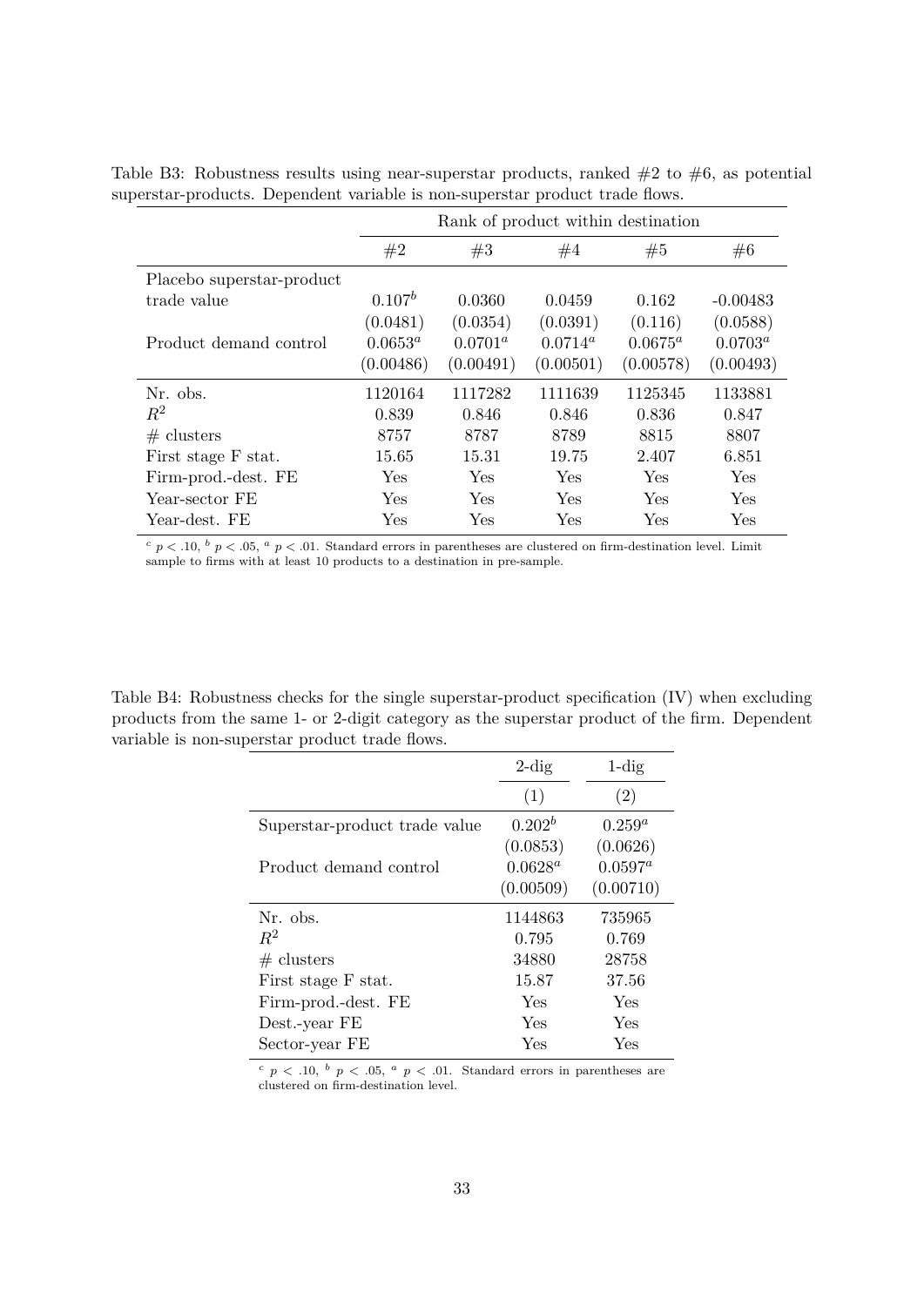Table B3: Robustness results using near-superstar products, ranked #2 to #6, as potential superstar-products. Dependent variable is non-superstar product trade flows.

| | Rank of product within destination | | | | |
|---|---|---|---|---|---|
| | #2 | #3 | #4 | #5 | #6 |
| Placebo superstar-product trade value | $0.107^{b}$ | 0.0360 | 0.0459 | 0.162 | -0.00483 |
| | (0.0481) | (0.0354) | (0.0391) | (0.116) | (0.0588) |
| Product demand control | $0.0653^{a}$ | $0.0701^{a}$ | $0.0714^{a}$ | $0.0675^{a}$ | $0.0703^{a}$ |
| | (0.00486) | (0.00491) | (0.00501) | (0.00578) | (0.00493) |
| Nr. obs. | 1120164 | 1117282 | 1111639 | 1125345 | 1133881 |
| $R^2$ | 0.839 | 0.846 | 0.846 | 0.836 | 0.847 |
| # clusters | 8757 | 8787 | 8789 | 8815 | 8807 |
| First stage F stat. | 15.65 | 15.31 | 19.75 | 2.407 | 6.851 |
| Firm-prod.-dest. FE | Yes | Yes | Yes | Yes | Yes |
| Year-sector FE | Yes | Yes | Yes | Yes | Yes |
| Year-dest. FE | Yes | Yes | Yes | Yes | Yes |

$^{c}$ $p < .10$, $^{b}$ $p < .05$, $^{a}$ $p < .01$. Standard errors in parentheses are clustered on firm-destination level. Limit sample to firms with at least 10 products to a destination in pre-sample.

Table B4: Robustness checks for the single superstar-product specification (IV) when excluding products from the same 1- or 2-digit category as the superstar product of the firm. Dependent variable is non-superstar product trade flows.

| | 2-dig | 1-dig |
|---|---|---|
| | (1) | (2) |
| Superstar-product trade value | $0.202^{b}$ | $0.259^{a}$ |
| | (0.0853) | (0.0626) |
| Product demand control | $0.0628^{a}$ | $0.0597^{a}$ |
| | (0.00509) | (0.00710) |
| Nr. obs. | 1144863 | 735965 |
| $R^2$ | 0.795 | 0.769 |
| # clusters | 34880 | 28758 |
| First stage F stat. | 15.87 | 37.56 |
| Firm-prod.-dest. FE | Yes | Yes |
| Dest.-year FE | Yes | Yes |
| Sector-year FE | Yes | Yes |

$^{c}$ $p < .10$, $^{b}$ $p < .05$, $^{a}$ $p < .01$. Standard errors in parentheses are clustered on firm-destination level.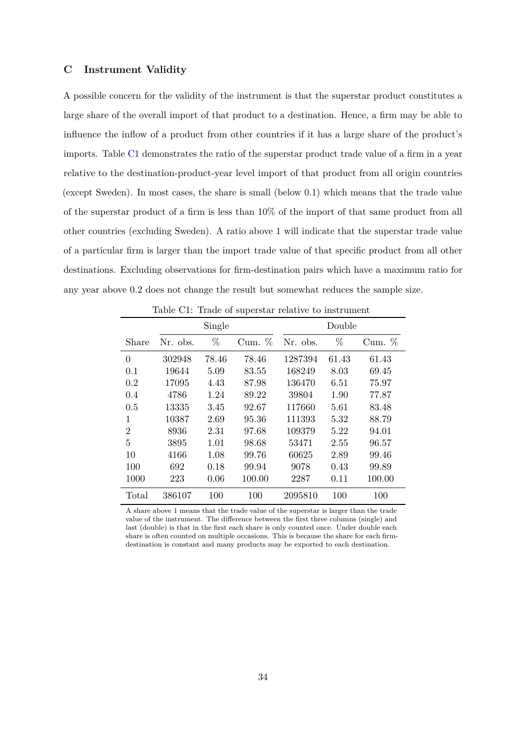## C Instrument Validity

A possible concern for the validity of the instrument is that the superstar product constitutes a large share of the overall import of that product to a destination. Hence, a firm may be able to influence the inflow of a product from other countries if it has a large share of the product's imports. Table C1 demonstrates the ratio of the superstar product trade value of a firm in a year relative to the destination-product-year level import of that product from all origin countries (except Sweden). In most cases, the share is small (below 0.1) which means that the trade value of the superstar product of a firm is less than 10% of the import of that same product from all other countries (excluding Sweden). A ratio above 1 will indicate that the superstar trade value of a particular firm is larger than the import trade value of that specific product from all other destinations. Excluding observations for firm-destination pairs which have a maximum ratio for any year above 0.2 does not change the result but somewhat reduces the sample size.

Table C1: Trade of superstar relative to instrument

| | Single | | | Double | | |
|---|---|---|---|---|---|---|
| Share | Nr. obs. | % | Cum. % | Nr. obs. | % | Cum. % |
| 0 | 302948 | 78.46 | 78.46 | 1287394 | 61.43 | 61.43 |
| 0.1 | 19644 | 5.09 | 83.55 | 168249 | 8.03 | 69.45 |
| 0.2 | 17095 | 4.43 | 87.98 | 136470 | 6.51 | 75.97 |
| 0.4 | 4786 | 1.24 | 89.22 | 39804 | 1.90 | 77.87 |
| 0.5 | 13335 | 3.45 | 92.67 | 117660 | 5.61 | 83.48 |
| 1 | 10387 | 2.69 | 95.36 | 111393 | 5.32 | 88.79 |
| 2 | 8936 | 2.31 | 97.68 | 109379 | 5.22 | 94.01 |
| 5 | 3895 | 1.01 | 98.68 | 53471 | 2.55 | 96.57 |
| 10 | 4166 | 1.08 | 99.76 | 60625 | 2.89 | 99.46 |
| 100 | 692 | 0.18 | 99.94 | 9078 | 0.43 | 99.89 |
| 1000 | 223 | 0.06 | 100.00 | 2287 | 0.11 | 100.00 |
| Total | 386107 | 100 | 100 | 2095810 | 100 | 100 |

A share above 1 means that the trade value of the superstar is larger than the trade value of the instrument. The difference between the first three columns (single) and last (double) is that in the first each share is only counted once. Under double each share is often counted on multiple occasions. This is because the share for each firm-destination is constant and many products may be exported to each destination.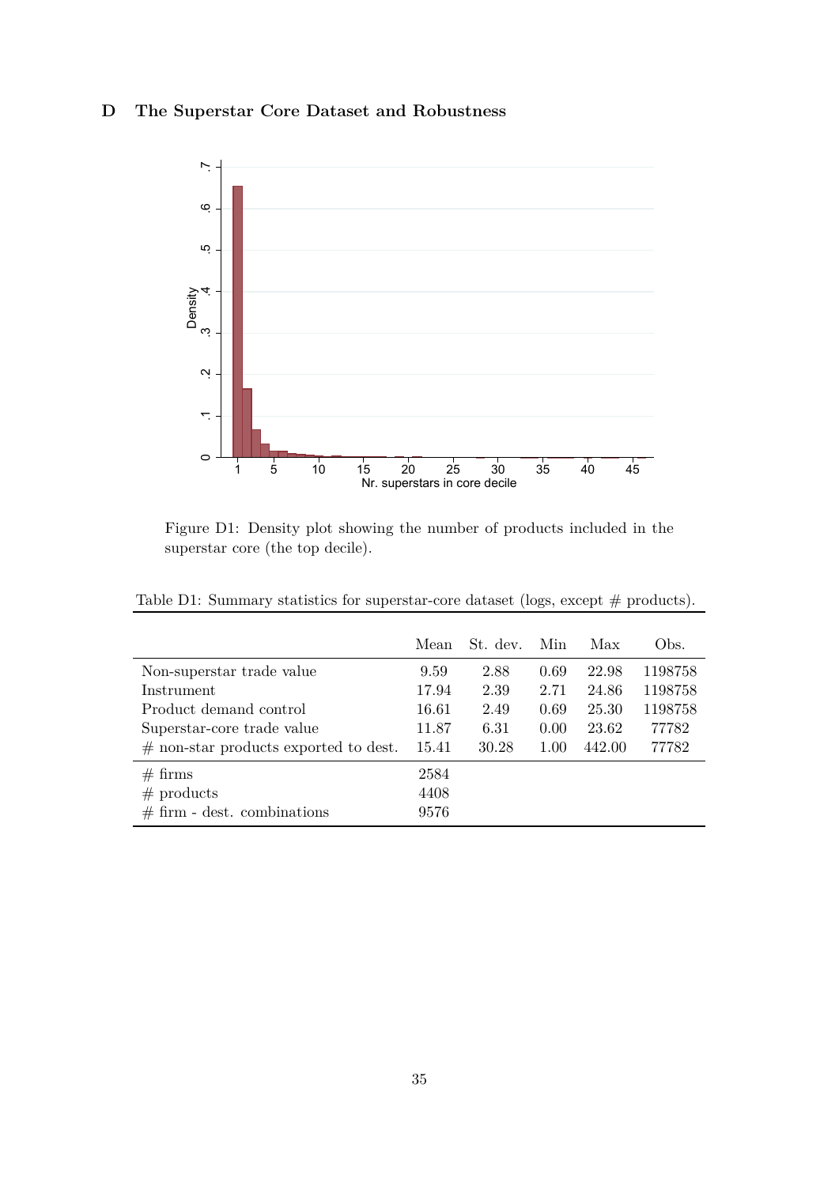## D The Superstar Core Dataset and Robustness

Figure D1: Density plot showing the number of products included in the superstar core (the top decile).

Table D1: Summary statistics for superstar-core dataset (logs, except # products).

| | Mean | St. dev. | Min | Max | Obs. |
|---|---|---|---|---|---|
| Non-superstar trade value | 9.59 | 2.88 | 0.69 | 22.98 | 1198758 |
| Instrument | 17.94 | 2.39 | 2.71 | 24.86 | 1198758 |
| Product demand control | 16.61 | 2.49 | 0.69 | 25.30 | 1198758 |
| Superstar-core trade value | 11.87 | 6.31 | 0.00 | 23.62 | 77782 |
| # non-star products exported to dest. | 15.41 | 30.28 | 1.00 | 442.00 | 77782 |
| # firms | 2584 | | | | |
| # products | 4408 | | | | |
| # firm - dest. combinations | 9576 | | | | |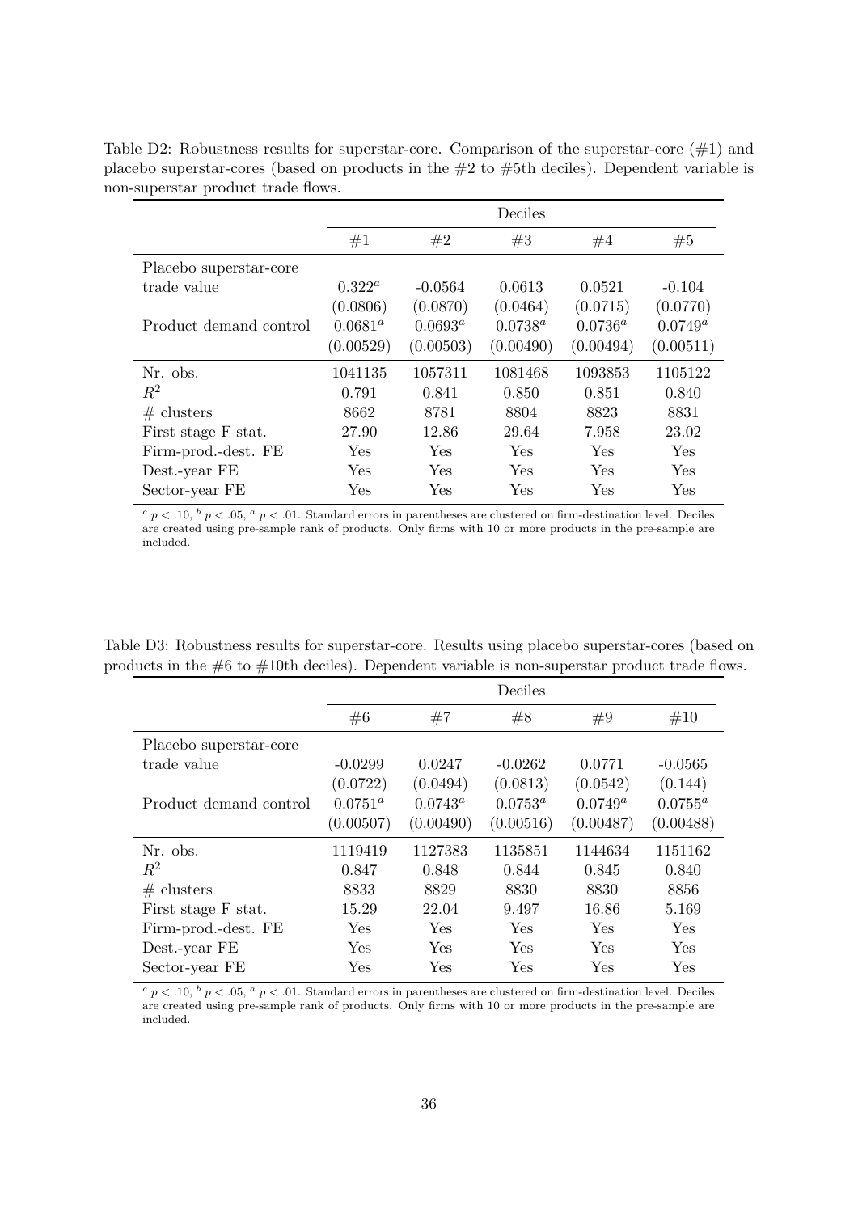Table D2: Robustness results for superstar-core. Comparison of the superstar-core (#1) and placebo superstar-cores (based on products in the #2 to #5th deciles). Dependent variable is non-superstar product trade flows.

| | Deciles | | | | |
|---|---|---|---|---|---|
| | #1 | #2 | #3 | #4 | #5 |
| Placebo superstar-core | | | | | |
| trade value | $0.322^a$ | -0.0564 | 0.0613 | 0.0521 | -0.104 |
| | (0.0806) | (0.0870) | (0.0464) | (0.0715) | (0.0770) |
| Product demand control | $0.0681^a$ | $0.0693^a$ | $0.0738^a$ | $0.0736^a$ | $0.0749^a$ |
| | (0.00529) | (0.00503) | (0.00490) | (0.00494) | (0.00511) |
| Nr. obs. | 1041135 | 1057311 | 1081468 | 1093853 | 1105122 |
| $R^2$ | 0.791 | 0.841 | 0.850 | 0.851 | 0.840 |
| # clusters | 8662 | 8781 | 8804 | 8823 | 8831 |
| First stage F stat. | 27.90 | 12.86 | 29.64 | 7.958 | 23.02 |
| Firm-prod.-dest. FE | Yes | Yes | Yes | Yes | Yes |
| Dest.-year FE | Yes | Yes | Yes | Yes | Yes |
| Sector-year FE | Yes | Yes | Yes | Yes | Yes |

$^c$ $p < .10$, $^b$ $p < .05$, $^a$ $p < .01$. Standard errors in parentheses are clustered on firm-destination level. Deciles are created using pre-sample rank of products. Only firms with 10 or more products in the pre-sample are included.

Table D3: Robustness results for superstar-core. Results using placebo superstar-cores (based on products in the #6 to #10th deciles). Dependent variable is non-superstar product trade flows.

| | Deciles | | | | |
|---|---|---|---|---|---|
| | #6 | #7 | #8 | #9 | #10 |
| Placebo superstar-core | | | | | |
| trade value | -0.0299 | 0.0247 | -0.0262 | 0.0771 | -0.0565 |
| | (0.0722) | (0.0494) | (0.0813) | (0.0542) | (0.144) |
| Product demand control | $0.0751^a$ | $0.0743^a$ | $0.0753^a$ | $0.0749^a$ | $0.0755^a$ |
| | (0.00507) | (0.00490) | (0.00516) | (0.00487) | (0.00488) |
| Nr. obs. | 1119419 | 1127383 | 1135851 | 1144634 | 1151162 |
| $R^2$ | 0.847 | 0.848 | 0.844 | 0.845 | 0.840 |
| # clusters | 8833 | 8829 | 8830 | 8830 | 8856 |
| First stage F stat. | 15.29 | 22.04 | 9.497 | 16.86 | 5.169 |
| Firm-prod.-dest. FE | Yes | Yes | Yes | Yes | Yes |
| Dest.-year FE | Yes | Yes | Yes | Yes | Yes |
| Sector-year FE | Yes | Yes | Yes | Yes | Yes |

$^c$ $p < .10$, $^b$ $p < .05$, $^a$ $p < .01$. Standard errors in parentheses are clustered on firm-destination level. Deciles are created using pre-sample rank of products. Only firms with 10 or more products in the pre-sample are included.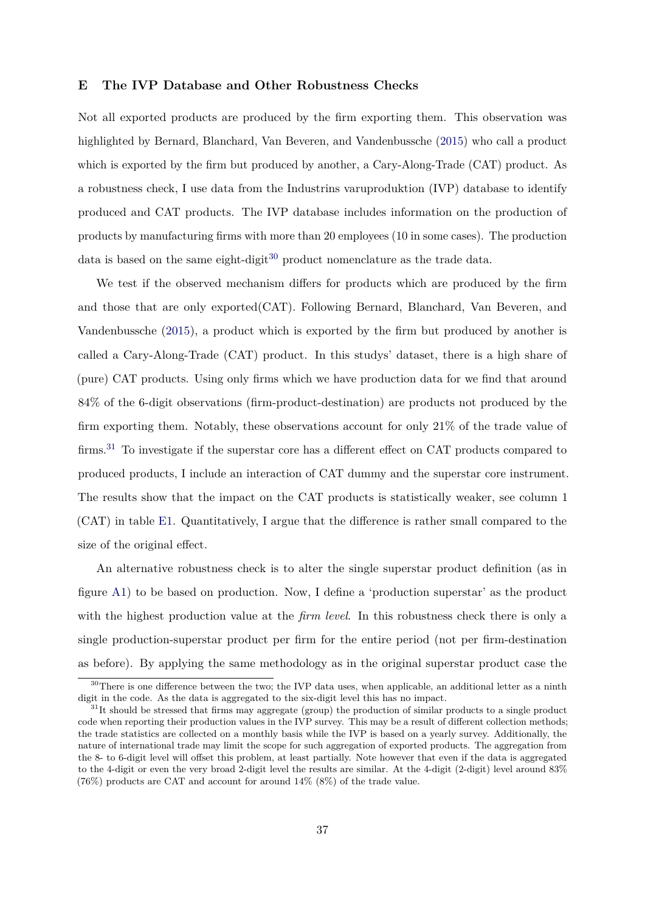## E The IVP Database and Other Robustness Checks

Not all exported products are produced by the firm exporting them. This observation was highlighted by Bernard, Blanchard, Van Beveren, and Vandenbussche (2015) who call a product which is exported by the firm but produced by another, a Cary-Along-Trade (CAT) product. As a robustness check, I use data from the Industrins varuproduktion (IVP) database to identify produced and CAT products. The IVP database includes information on the production of products by manufacturing firms with more than 20 employees (10 in some cases). The production data is based on the same eight-digit[30] product nomenclature as the trade data.

We test if the observed mechanism differs for products which are produced by the firm and those that are only exported(CAT). Following Bernard, Blanchard, Van Beveren, and Vandenbussche (2015), a product which is exported by the firm but produced by another is called a Cary-Along-Trade (CAT) product. In this studys' dataset, there is a high share of (pure) CAT products. Using only firms which we have production data for we find that around 84% of the 6-digit observations (firm-product-destination) are products not produced by the firm exporting them. Notably, these observations account for only 21% of the trade value of firms.[31] To investigate if the superstar core has a different effect on CAT products compared to produced products, I include an interaction of CAT dummy and the superstar core instrument. The results show that the impact on the CAT products is statistically weaker, see column 1 (CAT) in table E1. Quantitatively, I argue that the difference is rather small compared to the size of the original effect.

An alternative robustness check is to alter the single superstar product definition (as in figure A1) to be based on production. Now, I define a 'production superstar' as the product with the highest production value at the *firm level*. In this robustness check there is only a single production-superstar product per firm for the entire period (not per firm-destination as before). By applying the same methodology as in the original superstar product case the

[30] There is one difference between the two; the IVP data uses, when applicable, an additional letter as a ninth digit in the code. As the data is aggregated to the six-digit level this has no impact.

[31] It should be stressed that firms may aggregate (group) the production of similar products to a single product code when reporting their production values in the IVP survey. This may be a result of different collection methods; the trade statistics are collected on a monthly basis while the IVP is based on a yearly survey. Additionally, the nature of international trade may limit the scope for such aggregation of exported products. The aggregation from the 8- to 6-digit level will offset this problem, at least partially. Note however that even if the data is aggregated to the 4-digit or even the very broad 2-digit level the results are similar. At the 4-digit (2-digit) level around 83% (76%) products are CAT and account for around 14% (8%) of the trade value.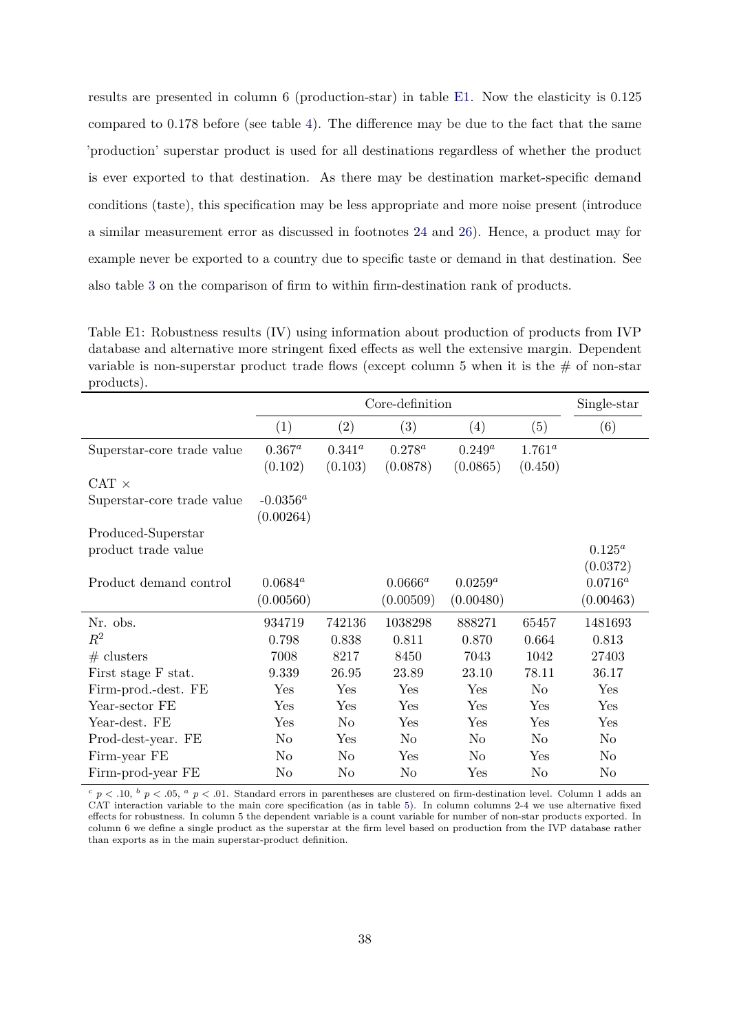results are presented in column 6 (production-star) in table E1. Now the elasticity is 0.125 compared to 0.178 before (see table 4). The difference may be due to the fact that the same 'production' superstar product is used for all destinations regardless of whether the product is ever exported to that destination. As there may be destination market-specific demand conditions (taste), this specification may be less appropriate and more noise present (introduce a similar measurement error as discussed in footnotes 24 and 26). Hence, a product may for example never be exported to a country due to specific taste or demand in that destination. See also table 3 on the comparison of firm to within firm-destination rank of products.

Table E1: Robustness results (IV) using information about production of products from IVP database and alternative more stringent fixed effects as well the extensive margin. Dependent variable is non-superstar product trade flows (except column 5 when it is the # of non-star products).

| | Core-definition | | | | | Single-star |
|---|---|---|---|---|---|---|
| | (1) | (2) | (3) | (4) | (5) | (6) |
| Superstar-core trade value | $0.367^a$ | $0.341^a$ | $0.278^a$ | $0.249^a$ | $1.761^a$ | |
| | (0.102) | (0.103) | (0.0878) | (0.0865) | (0.450) | |
| CAT × | | | | | | |
| Superstar-core trade value | $-0.0356^a$ | | | | | |
| | (0.00264) | | | | | |
| Produced-Superstar | | | | | | |
| product trade value | | | | | | $0.125^a$ |
| | | | | | | (0.0372) |
| Product demand control | $0.0684^a$ | | $0.0666^a$ | $0.0259^a$ | | $0.0716^a$ |
| | (0.00560) | | (0.00509) | (0.00480) | | (0.00463) |
| Nr. obs. | 934719 | 742136 | 1038298 | 888271 | 65457 | 1481693 |
| $R^2$ | 0.798 | 0.838 | 0.811 | 0.870 | 0.664 | 0.813 |
| # clusters | 7008 | 8217 | 8450 | 7043 | 1042 | 27403 |
| First stage F stat. | 9.339 | 26.95 | 23.89 | 23.10 | 78.11 | 36.17 |
| Firm-prod.-dest. FE | Yes | Yes | Yes | Yes | No | Yes |
| Year-sector FE | Yes | Yes | Yes | Yes | Yes | Yes |
| Year-dest. FE | Yes | No | Yes | Yes | Yes | Yes |
| Prod-dest-year. FE | No | Yes | No | No | No | No |
| Firm-year FE | No | No | Yes | No | Yes | No |
| Firm-prod-year FE | No | No | No | Yes | No | No |

$^c$ $p < .10$, $^b$ $p < .05$, $^a$ $p < .01$. Standard errors in parentheses are clustered on firm-destination level. Column 1 adds an CAT interaction variable to the main core specification (as in table 5). In column columns 2-4 we use alternative fixed effects for robustness. In column 5 the dependent variable is a count variable for number of non-star products exported. In column 6 we define a single product as the superstar at the firm level based on production from the IVP database rather than exports as in the main superstar-product definition.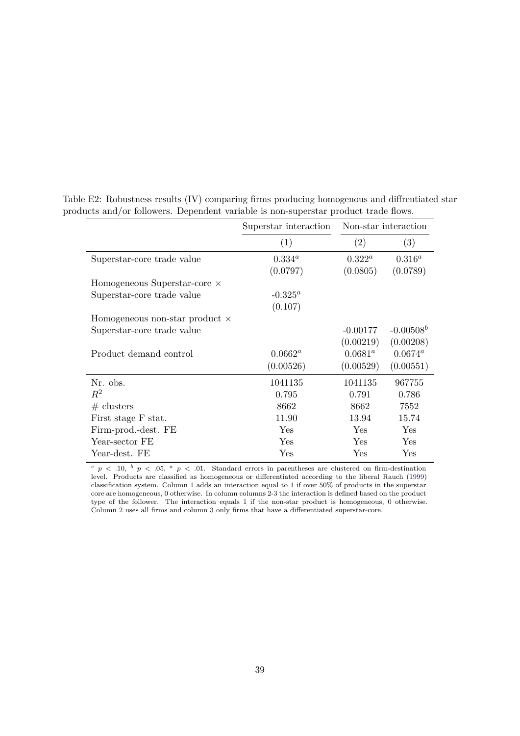Table E2: Robustness results (IV) comparing firms producing homogenous and diffrentiated star products and/or followers. Dependent variable is non-superstar product trade flows.

| | Superstar interaction | Non-star interaction | |
|---|---|---|---|
| | (1) | (2) | (3) |
| Superstar-core trade value | $0.334^a$ | $0.322^a$ | $0.316^a$ |
| | (0.0797) | (0.0805) | (0.0789) |
| Homogeneous Superstar-core × | | | |
| Superstar-core trade value | $-0.325^a$ | | |
| | (0.107) | | |
| Homogeneous non-star product × | | | |
| Superstar-core trade value | | -0.00177 | $-0.00508^b$ |
| | | (0.00219) | (0.00208) |
| Product demand control | $0.0662^a$ | $0.0681^a$ | $0.0674^a$ |
| | (0.00526) | (0.00529) | (0.00551) |
| Nr. obs. | 1041135 | 1041135 | 967755 |
| $R^2$ | 0.795 | 0.791 | 0.786 |
| # clusters | 8662 | 8662 | 7552 |
| First stage F stat. | 11.90 | 13.94 | 15.74 |
| Firm-prod.-dest. FE | Yes | Yes | Yes |
| Year-sector FE | Yes | Yes | Yes |
| Year-dest. FE | Yes | Yes | Yes |

$^c$ $p < .10$, $^b$ $p < .05$, $^a$ $p < .01$. Standard errors in parentheses are clustered on firm-destination level. Products are classified as homogeneous or differentiated according to the liberal Rauch (1999) classification system. Column 1 adds an interaction equal to 1 if over 50% of products in the superstar core are homogeneous, 0 otherwise. In column columns 2-3 the interaction is defined based on the product type of the follower. The interaction equals 1 if the non-star product is homogeneous, 0 otherwise. Column 2 uses all firms and column 3 only firms that have a differentiated superstar-core.